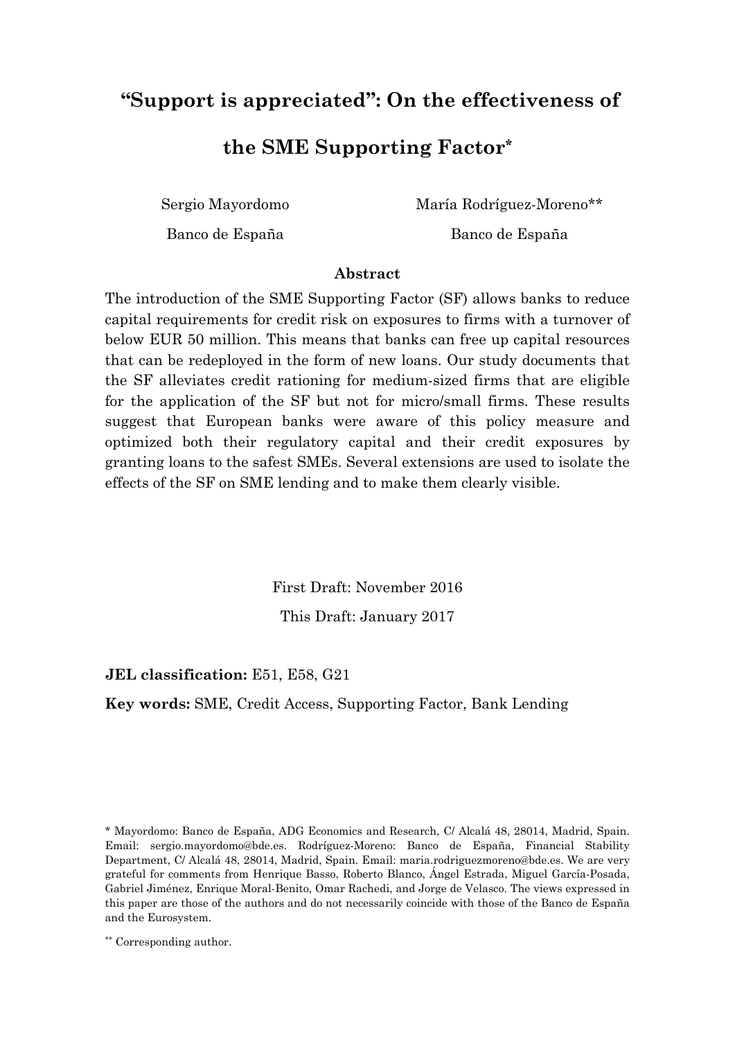# "Support is appreciated": On the effectiveness of the SME Supporting Factor*

Sergio Mayordomo — Banco de España

María Rodríguez-Moreno** — Banco de España

## Abstract

The introduction of the SME Supporting Factor (SF) allows banks to reduce capital requirements for credit risk on exposures to firms with a turnover of below EUR 50 million. This means that banks can free up capital resources that can be redeployed in the form of new loans. Our study documents that the SF alleviates credit rationing for medium-sized firms that are eligible for the application of the SF but not for micro/small firms. These results suggest that European banks were aware of this policy measure and optimized both their regulatory capital and their credit exposures by granting loans to the safest SMEs. Several extensions are used to isolate the effects of the SF on SME lending and to make them clearly visible.

First Draft: November 2016

This Draft: January 2017

**JEL classification:** E51, E58, G21

**Key words:** SME, Credit Access, Supporting Factor, Bank Lending

---

* Mayordomo: Banco de España, ADG Economics and Research, C/ Alcalá 48, 28014, Madrid, Spain. Email: sergio.mayordomo@bde.es. Rodríguez-Moreno: Banco de España, Financial Stability Department, C/ Alcalá 48, 28014, Madrid, Spain. Email: maria.rodriguezmoreno@bde.es. We are very grateful for comments from Henrique Basso, Roberto Blanco, Ángel Estrada, Miguel García-Posada, Gabriel Jiménez, Enrique Moral-Benito, Omar Rachedi, and Jorge de Velasco. The views expressed in this paper are those of the authors and do not necessarily coincide with those of the Banco de España and the Eurosystem.

** Corresponding author.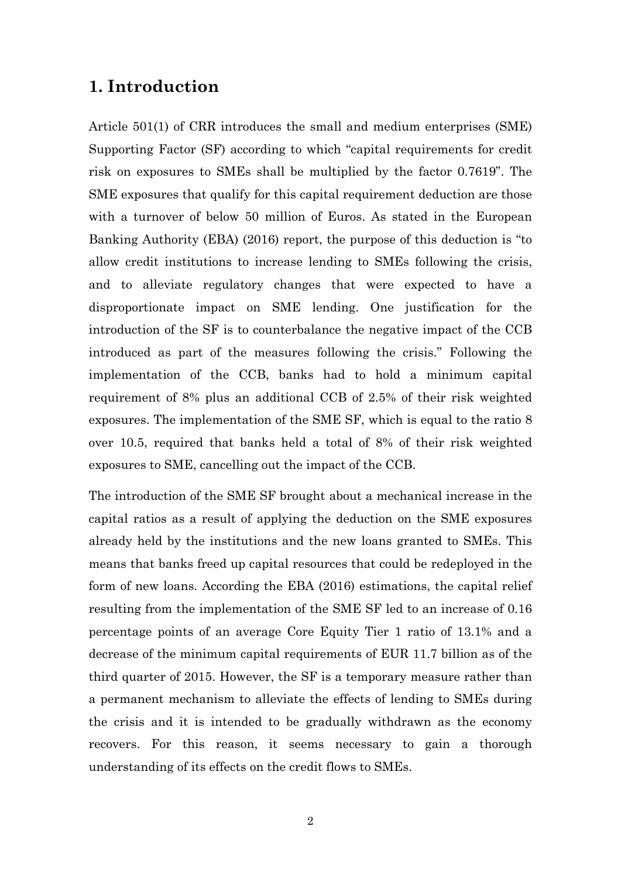# 1. Introduction

Article 501(1) of CRR introduces the small and medium enterprises (SME) Supporting Factor (SF) according to which "capital requirements for credit risk on exposures to SMEs shall be multiplied by the factor 0.7619". The SME exposures that qualify for this capital requirement deduction are those with a turnover of below 50 million of Euros. As stated in the European Banking Authority (EBA) (2016) report, the purpose of this deduction is "to allow credit institutions to increase lending to SMEs following the crisis, and to alleviate regulatory changes that were expected to have a disproportionate impact on SME lending. One justification for the introduction of the SF is to counterbalance the negative impact of the CCB introduced as part of the measures following the crisis." Following the implementation of the CCB, banks had to hold a minimum capital requirement of 8% plus an additional CCB of 2.5% of their risk weighted exposures. The implementation of the SME SF, which is equal to the ratio 8 over 10.5, required that banks held a total of 8% of their risk weighted exposures to SME, cancelling out the impact of the CCB.

The introduction of the SME SF brought about a mechanical increase in the capital ratios as a result of applying the deduction on the SME exposures already held by the institutions and the new loans granted to SMEs. This means that banks freed up capital resources that could be redeployed in the form of new loans. According the EBA (2016) estimations, the capital relief resulting from the implementation of the SME SF led to an increase of 0.16 percentage points of an average Core Equity Tier 1 ratio of 13.1% and a decrease of the minimum capital requirements of EUR 11.7 billion as of the third quarter of 2015. However, the SF is a temporary measure rather than a permanent mechanism to alleviate the effects of lending to SMEs during the crisis and it is intended to be gradually withdrawn as the economy recovers. For this reason, it seems necessary to gain a thorough understanding of its effects on the credit flows to SMEs.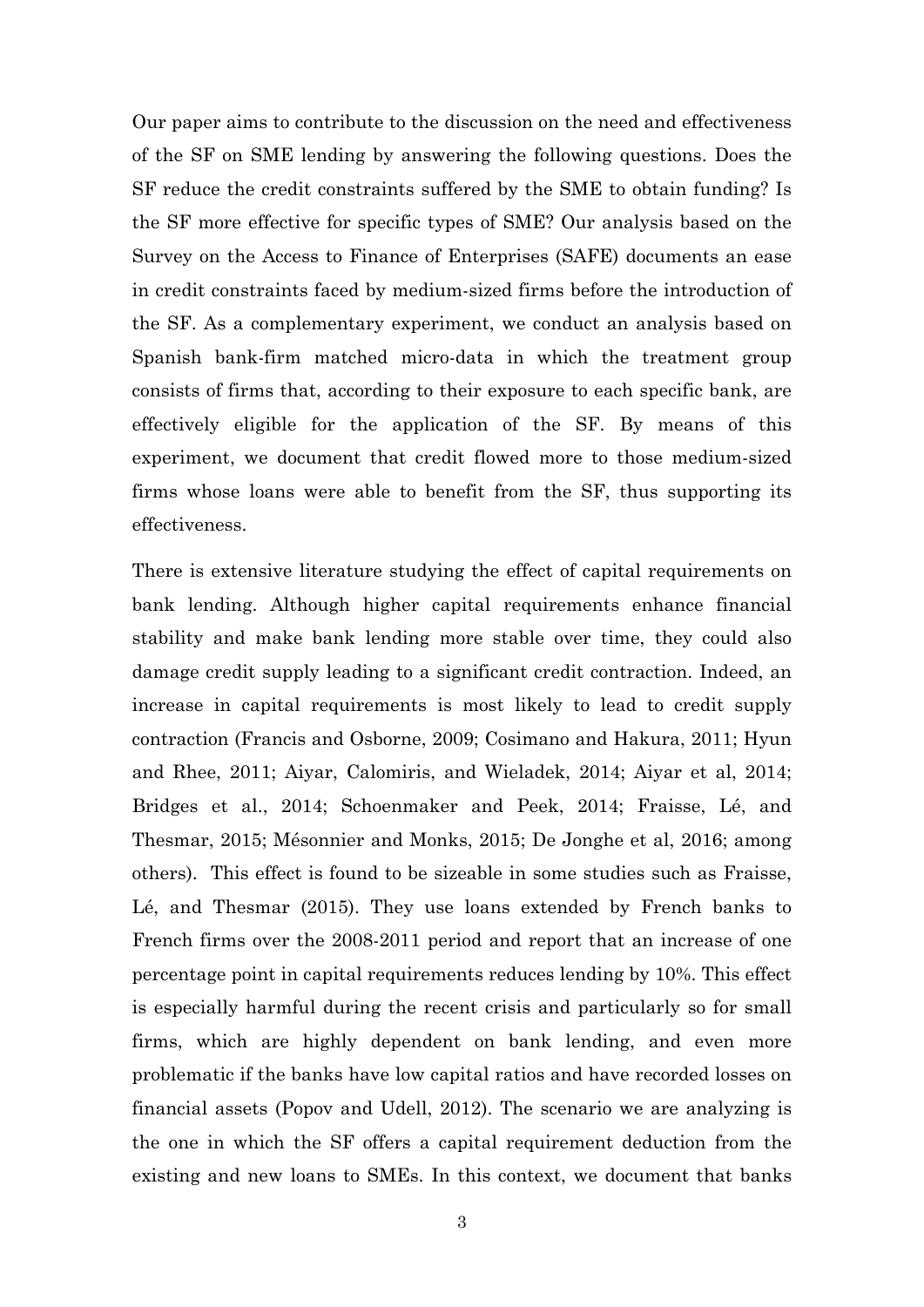Our paper aims to contribute to the discussion on the need and effectiveness of the SF on SME lending by answering the following questions. Does the SF reduce the credit constraints suffered by the SME to obtain funding? Is the SF more effective for specific types of SME? Our analysis based on the Survey on the Access to Finance of Enterprises (SAFE) documents an ease in credit constraints faced by medium-sized firms before the introduction of the SF. As a complementary experiment, we conduct an analysis based on Spanish bank-firm matched micro-data in which the treatment group consists of firms that, according to their exposure to each specific bank, are effectively eligible for the application of the SF. By means of this experiment, we document that credit flowed more to those medium-sized firms whose loans were able to benefit from the SF, thus supporting its effectiveness.

There is extensive literature studying the effect of capital requirements on bank lending. Although higher capital requirements enhance financial stability and make bank lending more stable over time, they could also damage credit supply leading to a significant credit contraction. Indeed, an increase in capital requirements is most likely to lead to credit supply contraction (Francis and Osborne, 2009; Cosimano and Hakura, 2011; Hyun and Rhee, 2011; Aiyar, Calomiris, and Wieladek, 2014; Aiyar et al, 2014; Bridges et al., 2014; Schoenmaker and Peek, 2014; Fraisse, Lé, and Thesmar, 2015; Mésonnier and Monks, 2015; De Jonghe et al, 2016; among others). This effect is found to be sizeable in some studies such as Fraisse, Lé, and Thesmar (2015). They use loans extended by French banks to French firms over the 2008-2011 period and report that an increase of one percentage point in capital requirements reduces lending by 10%. This effect is especially harmful during the recent crisis and particularly so for small firms, which are highly dependent on bank lending, and even more problematic if the banks have low capital ratios and have recorded losses on financial assets (Popov and Udell, 2012). The scenario we are analyzing is the one in which the SF offers a capital requirement deduction from the existing and new loans to SMEs. In this context, we document that banks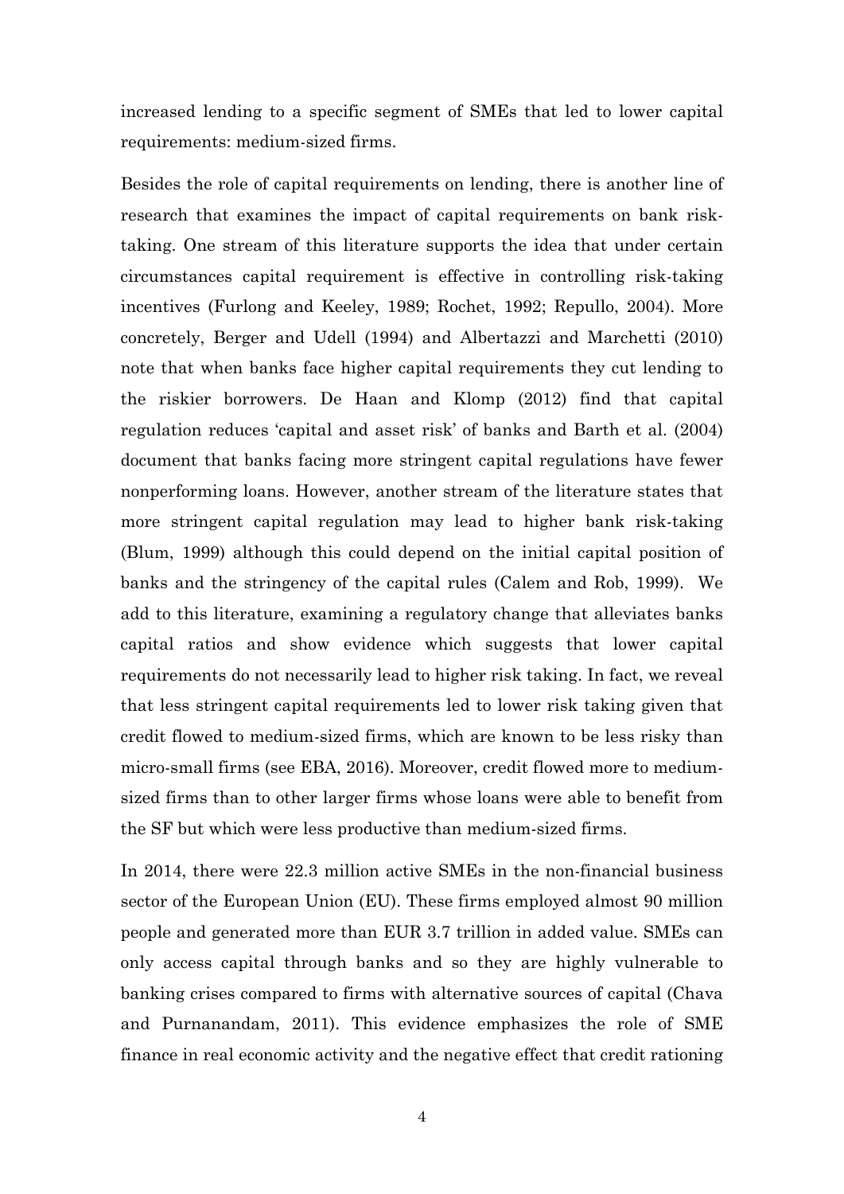increased lending to a specific segment of SMEs that led to lower capital requirements: medium-sized firms.

Besides the role of capital requirements on lending, there is another line of research that examines the impact of capital requirements on bank risk-taking. One stream of this literature supports the idea that under certain circumstances capital requirement is effective in controlling risk-taking incentives (Furlong and Keeley, 1989; Rochet, 1992; Repullo, 2004). More concretely, Berger and Udell (1994) and Albertazzi and Marchetti (2010) note that when banks face higher capital requirements they cut lending to the riskier borrowers. De Haan and Klomp (2012) find that capital regulation reduces 'capital and asset risk' of banks and Barth et al. (2004) document that banks facing more stringent capital regulations have fewer nonperforming loans. However, another stream of the literature states that more stringent capital regulation may lead to higher bank risk-taking (Blum, 1999) although this could depend on the initial capital position of banks and the stringency of the capital rules (Calem and Rob, 1999). We add to this literature, examining a regulatory change that alleviates banks capital ratios and show evidence which suggests that lower capital requirements do not necessarily lead to higher risk taking. In fact, we reveal that less stringent capital requirements led to lower risk taking given that credit flowed to medium-sized firms, which are known to be less risky than micro-small firms (see EBA, 2016). Moreover, credit flowed more to medium-sized firms than to other larger firms whose loans were able to benefit from the SF but which were less productive than medium-sized firms.

In 2014, there were 22.3 million active SMEs in the non-financial business sector of the European Union (EU). These firms employed almost 90 million people and generated more than EUR 3.7 trillion in added value. SMEs can only access capital through banks and so they are highly vulnerable to banking crises compared to firms with alternative sources of capital (Chava and Purnanandam, 2011). This evidence emphasizes the role of SME finance in real economic activity and the negative effect that credit rationing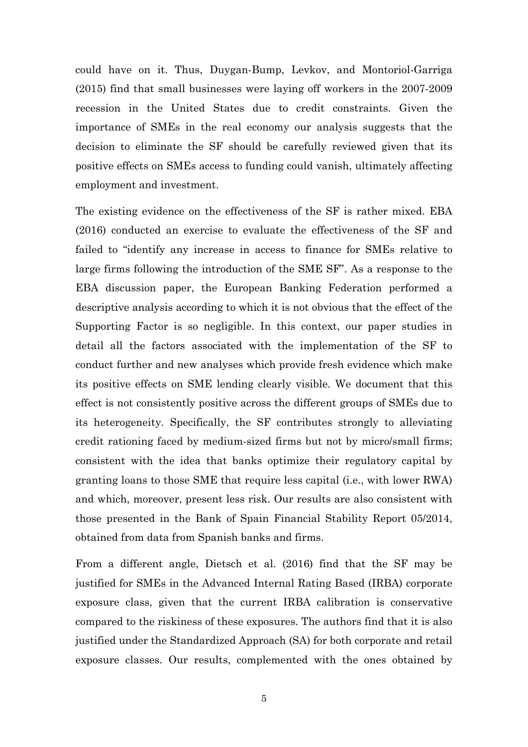could have on it. Thus, Duygan-Bump, Levkov, and Montoriol-Garriga (2015) find that small businesses were laying off workers in the 2007-2009 recession in the United States due to credit constraints. Given the importance of SMEs in the real economy our analysis suggests that the decision to eliminate the SF should be carefully reviewed given that its positive effects on SMEs access to funding could vanish, ultimately affecting employment and investment.

The existing evidence on the effectiveness of the SF is rather mixed. EBA (2016) conducted an exercise to evaluate the effectiveness of the SF and failed to "identify any increase in access to finance for SMEs relative to large firms following the introduction of the SME SF". As a response to the EBA discussion paper, the European Banking Federation performed a descriptive analysis according to which it is not obvious that the effect of the Supporting Factor is so negligible. In this context, our paper studies in detail all the factors associated with the implementation of the SF to conduct further and new analyses which provide fresh evidence which make its positive effects on SME lending clearly visible. We document that this effect is not consistently positive across the different groups of SMEs due to its heterogeneity. Specifically, the SF contributes strongly to alleviating credit rationing faced by medium-sized firms but not by micro/small firms; consistent with the idea that banks optimize their regulatory capital by granting loans to those SME that require less capital (i.e., with lower RWA) and which, moreover, present less risk. Our results are also consistent with those presented in the Bank of Spain Financial Stability Report 05/2014, obtained from data from Spanish banks and firms.

From a different angle, Dietsch et al. (2016) find that the SF may be justified for SMEs in the Advanced Internal Rating Based (IRBA) corporate exposure class, given that the current IRBA calibration is conservative compared to the riskiness of these exposures. The authors find that it is also justified under the Standardized Approach (SA) for both corporate and retail exposure classes. Our results, complemented with the ones obtained by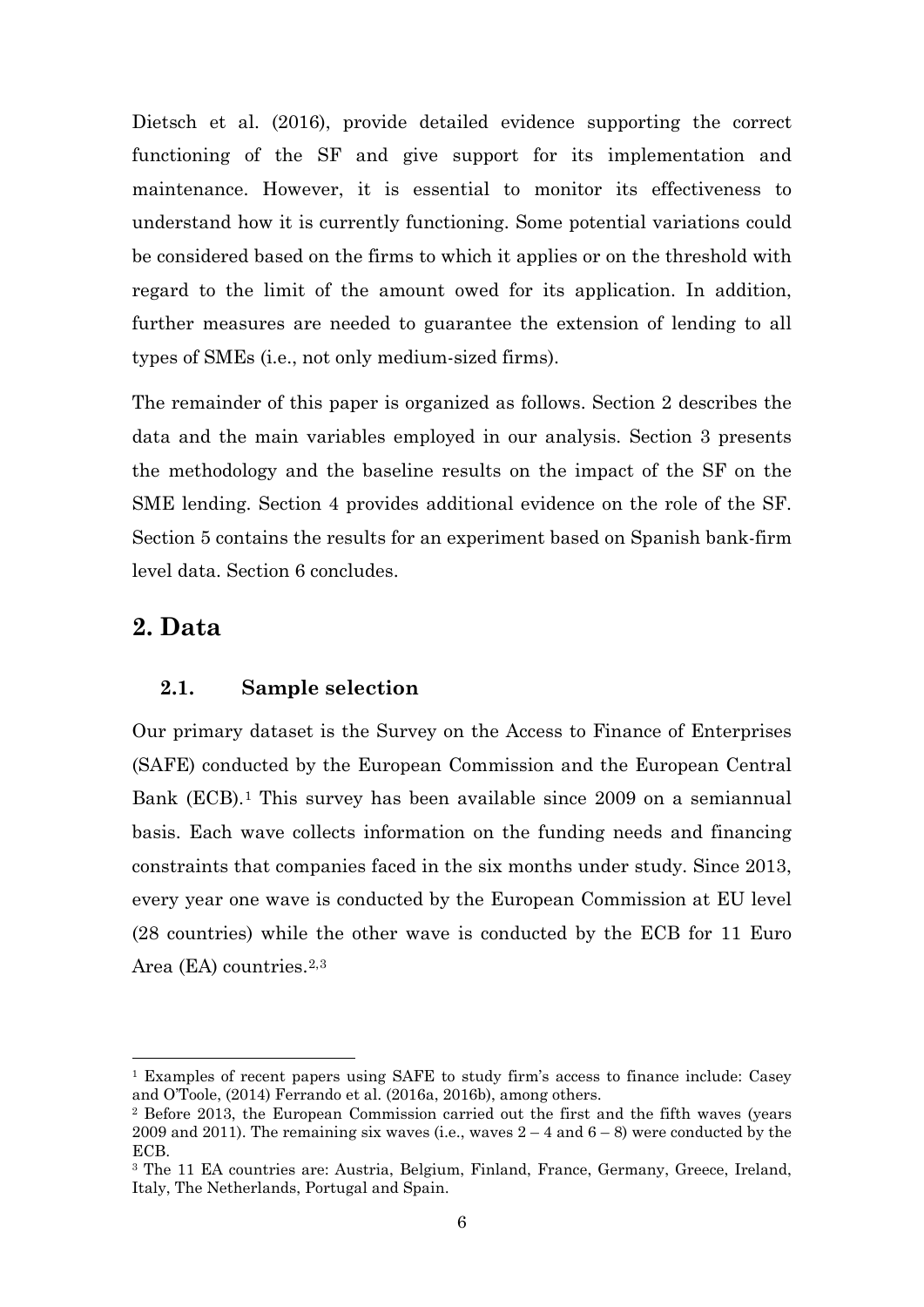Dietsch et al. (2016), provide detailed evidence supporting the correct functioning of the SF and give support for its implementation and maintenance. However, it is essential to monitor its effectiveness to understand how it is currently functioning. Some potential variations could be considered based on the firms to which it applies or on the threshold with regard to the limit of the amount owed for its application. In addition, further measures are needed to guarantee the extension of lending to all types of SMEs (i.e., not only medium-sized firms).

The remainder of this paper is organized as follows. Section 2 describes the data and the main variables employed in our analysis. Section 3 presents the methodology and the baseline results on the impact of the SF on the SME lending. Section 4 provides additional evidence on the role of the SF. Section 5 contains the results for an experiment based on Spanish bank-firm level data. Section 6 concludes.

## 2. Data

### 2.1. Sample selection

Our primary dataset is the Survey on the Access to Finance of Enterprises (SAFE) conducted by the European Commission and the European Central Bank (ECB).[1] This survey has been available since 2009 on a semiannual basis. Each wave collects information on the funding needs and financing constraints that companies faced in the six months under study. Since 2013, every year one wave is conducted by the European Commission at EU level (28 countries) while the other wave is conducted by the ECB for 11 Euro Area (EA) countries.[2,3]

---

[1] Examples of recent papers using SAFE to study firm's access to finance include: Casey and O'Toole, (2014) Ferrando et al. (2016a, 2016b), among others.

[2] Before 2013, the European Commission carried out the first and the fifth waves (years 2009 and 2011). The remaining six waves (i.e., waves 2 – 4 and 6 – 8) were conducted by the ECB.

[3] The 11 EA countries are: Austria, Belgium, Finland, France, Germany, Greece, Ireland, Italy, The Netherlands, Portugal and Spain.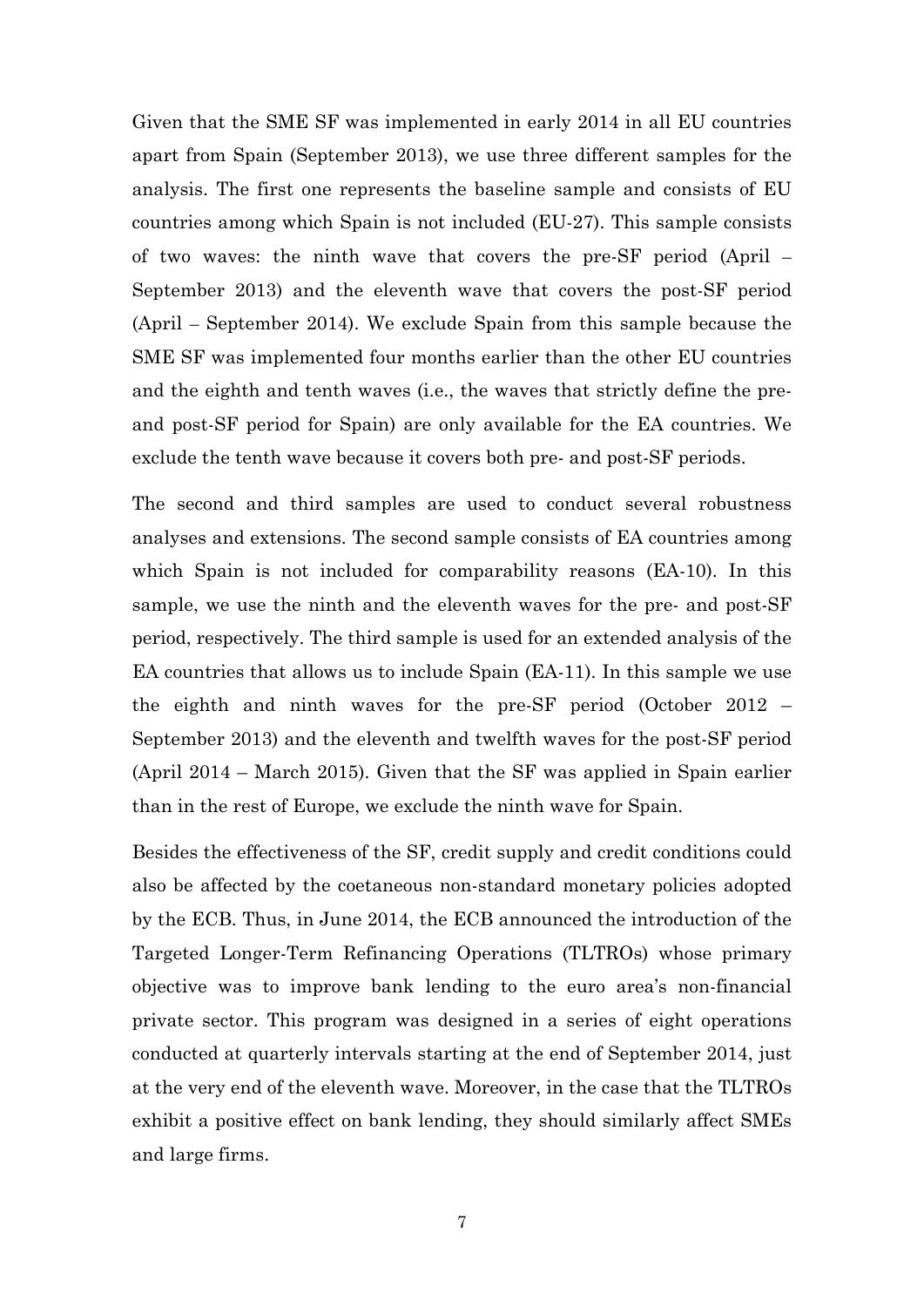Given that the SME SF was implemented in early 2014 in all EU countries apart from Spain (September 2013), we use three different samples for the analysis. The first one represents the baseline sample and consists of EU countries among which Spain is not included (EU-27). This sample consists of two waves: the ninth wave that covers the pre-SF period (April – September 2013) and the eleventh wave that covers the post-SF period (April – September 2014). We exclude Spain from this sample because the SME SF was implemented four months earlier than the other EU countries and the eighth and tenth waves (i.e., the waves that strictly define the pre- and post-SF period for Spain) are only available for the EA countries. We exclude the tenth wave because it covers both pre- and post-SF periods.

The second and third samples are used to conduct several robustness analyses and extensions. The second sample consists of EA countries among which Spain is not included for comparability reasons (EA-10). In this sample, we use the ninth and the eleventh waves for the pre- and post-SF period, respectively. The third sample is used for an extended analysis of the EA countries that allows us to include Spain (EA-11). In this sample we use the eighth and ninth waves for the pre-SF period (October 2012 – September 2013) and the eleventh and twelfth waves for the post-SF period (April 2014 – March 2015). Given that the SF was applied in Spain earlier than in the rest of Europe, we exclude the ninth wave for Spain.

Besides the effectiveness of the SF, credit supply and credit conditions could also be affected by the coetaneous non-standard monetary policies adopted by the ECB. Thus, in June 2014, the ECB announced the introduction of the Targeted Longer-Term Refinancing Operations (TLTROs) whose primary objective was to improve bank lending to the euro area's non-financial private sector. This program was designed in a series of eight operations conducted at quarterly intervals starting at the end of September 2014, just at the very end of the eleventh wave. Moreover, in the case that the TLTROs exhibit a positive effect on bank lending, they should similarly affect SMEs and large firms.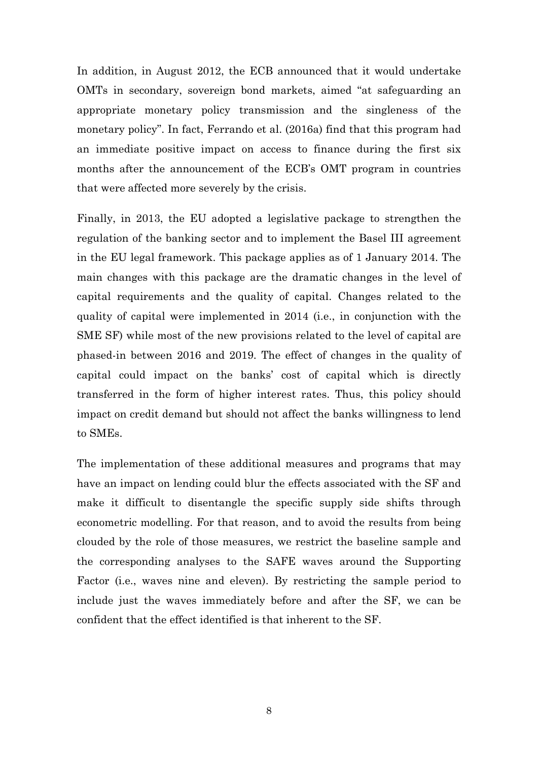In addition, in August 2012, the ECB announced that it would undertake OMTs in secondary, sovereign bond markets, aimed "at safeguarding an appropriate monetary policy transmission and the singleness of the monetary policy". In fact, Ferrando et al. (2016a) find that this program had an immediate positive impact on access to finance during the first six months after the announcement of the ECB's OMT program in countries that were affected more severely by the crisis.

Finally, in 2013, the EU adopted a legislative package to strengthen the regulation of the banking sector and to implement the Basel III agreement in the EU legal framework. This package applies as of 1 January 2014. The main changes with this package are the dramatic changes in the level of capital requirements and the quality of capital. Changes related to the quality of capital were implemented in 2014 (i.e., in conjunction with the SME SF) while most of the new provisions related to the level of capital are phased-in between 2016 and 2019. The effect of changes in the quality of capital could impact on the banks' cost of capital which is directly transferred in the form of higher interest rates. Thus, this policy should impact on credit demand but should not affect the banks willingness to lend to SMEs.

The implementation of these additional measures and programs that may have an impact on lending could blur the effects associated with the SF and make it difficult to disentangle the specific supply side shifts through econometric modelling. For that reason, and to avoid the results from being clouded by the role of those measures, we restrict the baseline sample and the corresponding analyses to the SAFE waves around the Supporting Factor (i.e., waves nine and eleven). By restricting the sample period to include just the waves immediately before and after the SF, we can be confident that the effect identified is that inherent to the SF.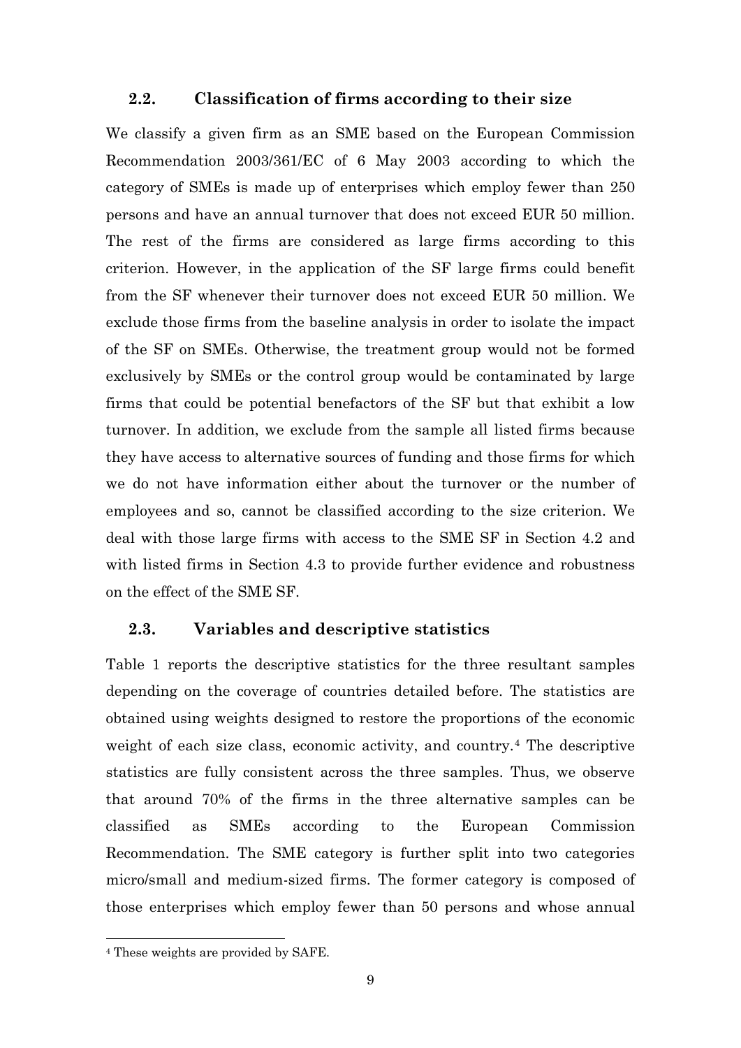### 2.2. Classification of firms according to their size

We classify a given firm as an SME based on the European Commission Recommendation 2003/361/EC of 6 May 2003 according to which the category of SMEs is made up of enterprises which employ fewer than 250 persons and have an annual turnover that does not exceed EUR 50 million. The rest of the firms are considered as large firms according to this criterion. However, in the application of the SF large firms could benefit from the SF whenever their turnover does not exceed EUR 50 million. We exclude those firms from the baseline analysis in order to isolate the impact of the SF on SMEs. Otherwise, the treatment group would not be formed exclusively by SMEs or the control group would be contaminated by large firms that could be potential benefactors of the SF but that exhibit a low turnover. In addition, we exclude from the sample all listed firms because they have access to alternative sources of funding and those firms for which we do not have information either about the turnover or the number of employees and so, cannot be classified according to the size criterion. We deal with those large firms with access to the SME SF in Section 4.2 and with listed firms in Section 4.3 to provide further evidence and robustness on the effect of the SME SF.

### 2.3. Variables and descriptive statistics

Table 1 reports the descriptive statistics for the three resultant samples depending on the coverage of countries detailed before. The statistics are obtained using weights designed to restore the proportions of the economic weight of each size class, economic activity, and country.[4] The descriptive statistics are fully consistent across the three samples. Thus, we observe that around 70% of the firms in the three alternative samples can be classified as SMEs according to the European Commission Recommendation. The SME category is further split into two categories micro/small and medium-sized firms. The former category is composed of those enterprises which employ fewer than 50 persons and whose annual

[4] These weights are provided by SAFE.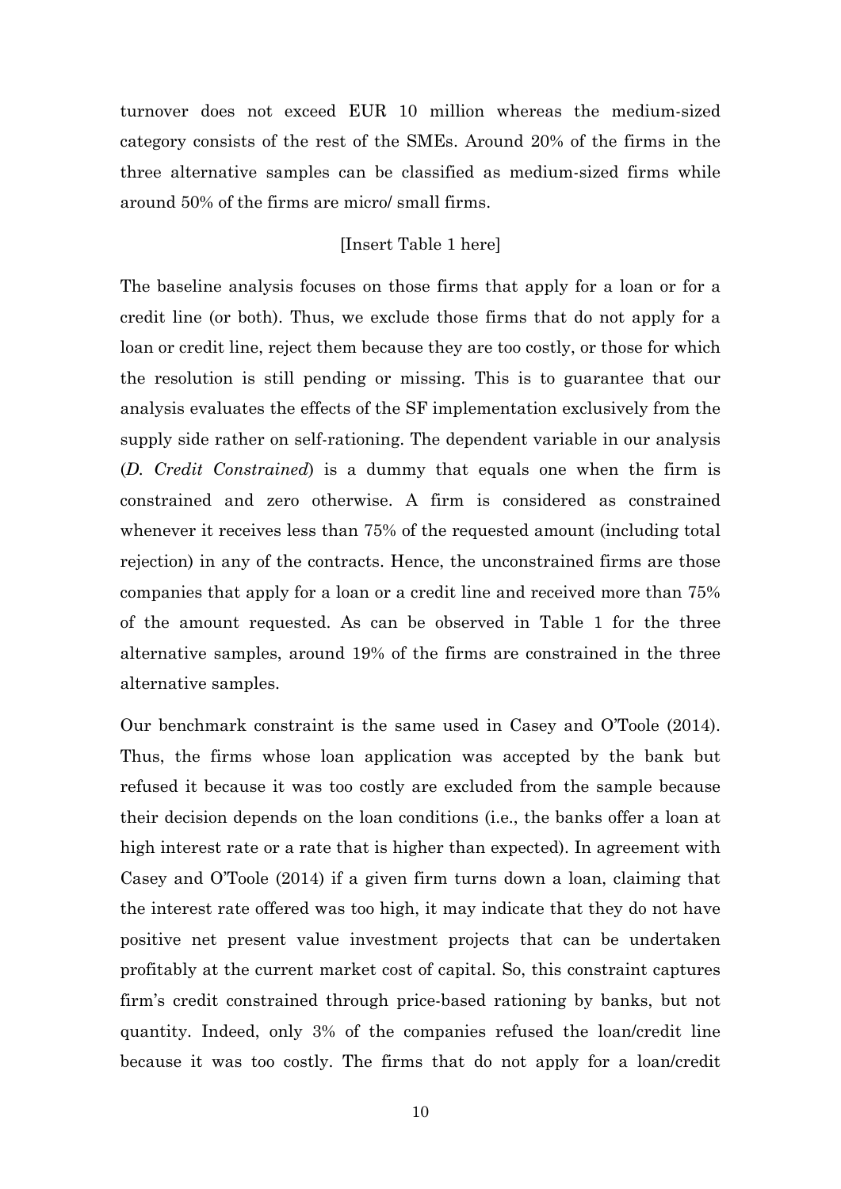turnover does not exceed EUR 10 million whereas the medium-sized category consists of the rest of the SMEs. Around 20% of the firms in the three alternative samples can be classified as medium-sized firms while around 50% of the firms are micro/ small firms.

[Insert Table 1 here]

The baseline analysis focuses on those firms that apply for a loan or for a credit line (or both). Thus, we exclude those firms that do not apply for a loan or credit line, reject them because they are too costly, or those for which the resolution is still pending or missing. This is to guarantee that our analysis evaluates the effects of the SF implementation exclusively from the supply side rather on self-rationing. The dependent variable in our analysis (*D. Credit Constrained*) is a dummy that equals one when the firm is constrained and zero otherwise. A firm is considered as constrained whenever it receives less than 75% of the requested amount (including total rejection) in any of the contracts. Hence, the unconstrained firms are those companies that apply for a loan or a credit line and received more than 75% of the amount requested. As can be observed in Table 1 for the three alternative samples, around 19% of the firms are constrained in the three alternative samples.

Our benchmark constraint is the same used in Casey and O'Toole (2014). Thus, the firms whose loan application was accepted by the bank but refused it because it was too costly are excluded from the sample because their decision depends on the loan conditions (i.e., the banks offer a loan at high interest rate or a rate that is higher than expected). In agreement with Casey and O'Toole (2014) if a given firm turns down a loan, claiming that the interest rate offered was too high, it may indicate that they do not have positive net present value investment projects that can be undertaken profitably at the current market cost of capital. So, this constraint captures firm's credit constrained through price-based rationing by banks, but not quantity. Indeed, only 3% of the companies refused the loan/credit line because it was too costly. The firms that do not apply for a loan/credit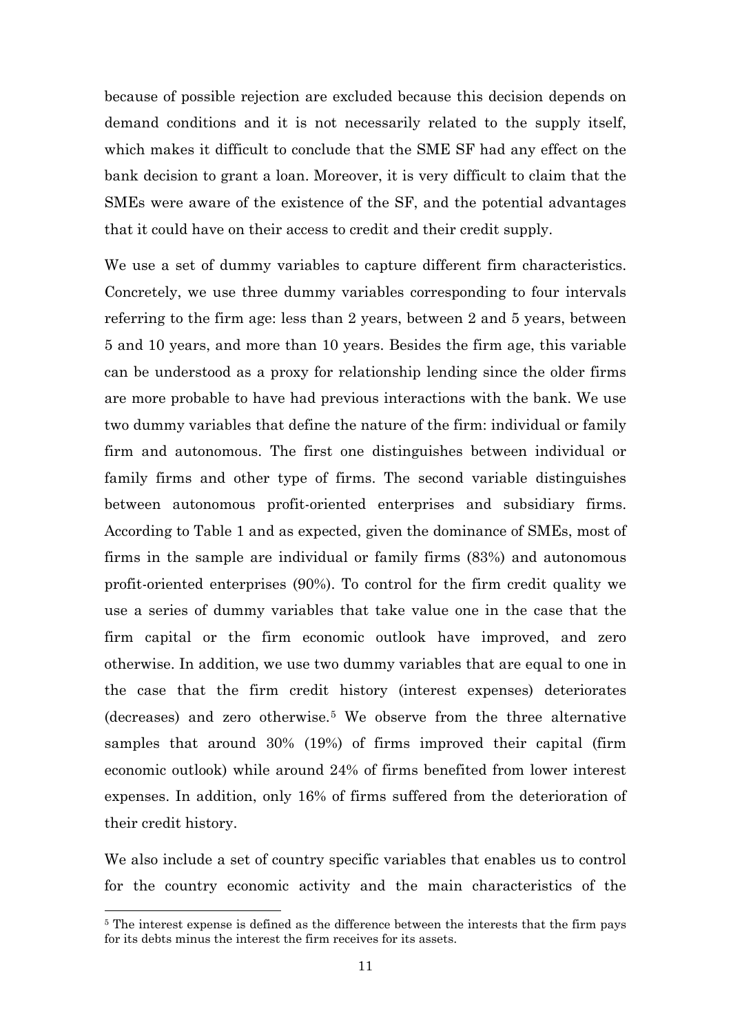because of possible rejection are excluded because this decision depends on demand conditions and it is not necessarily related to the supply itself, which makes it difficult to conclude that the SME SF had any effect on the bank decision to grant a loan. Moreover, it is very difficult to claim that the SMEs were aware of the existence of the SF, and the potential advantages that it could have on their access to credit and their credit supply.

We use a set of dummy variables to capture different firm characteristics. Concretely, we use three dummy variables corresponding to four intervals referring to the firm age: less than 2 years, between 2 and 5 years, between 5 and 10 years, and more than 10 years. Besides the firm age, this variable can be understood as a proxy for relationship lending since the older firms are more probable to have had previous interactions with the bank. We use two dummy variables that define the nature of the firm: individual or family firm and autonomous. The first one distinguishes between individual or family firms and other type of firms. The second variable distinguishes between autonomous profit-oriented enterprises and subsidiary firms. According to Table 1 and as expected, given the dominance of SMEs, most of firms in the sample are individual or family firms (83%) and autonomous profit-oriented enterprises (90%). To control for the firm credit quality we use a series of dummy variables that take value one in the case that the firm capital or the firm economic outlook have improved, and zero otherwise. In addition, we use two dummy variables that are equal to one in the case that the firm credit history (interest expenses) deteriorates (decreases) and zero otherwise.[5] We observe from the three alternative samples that around 30% (19%) of firms improved their capital (firm economic outlook) while around 24% of firms benefited from lower interest expenses. In addition, only 16% of firms suffered from the deterioration of their credit history.

We also include a set of country specific variables that enables us to control for the country economic activity and the main characteristics of the

[5] The interest expense is defined as the difference between the interests that the firm pays for its debts minus the interest the firm receives for its assets.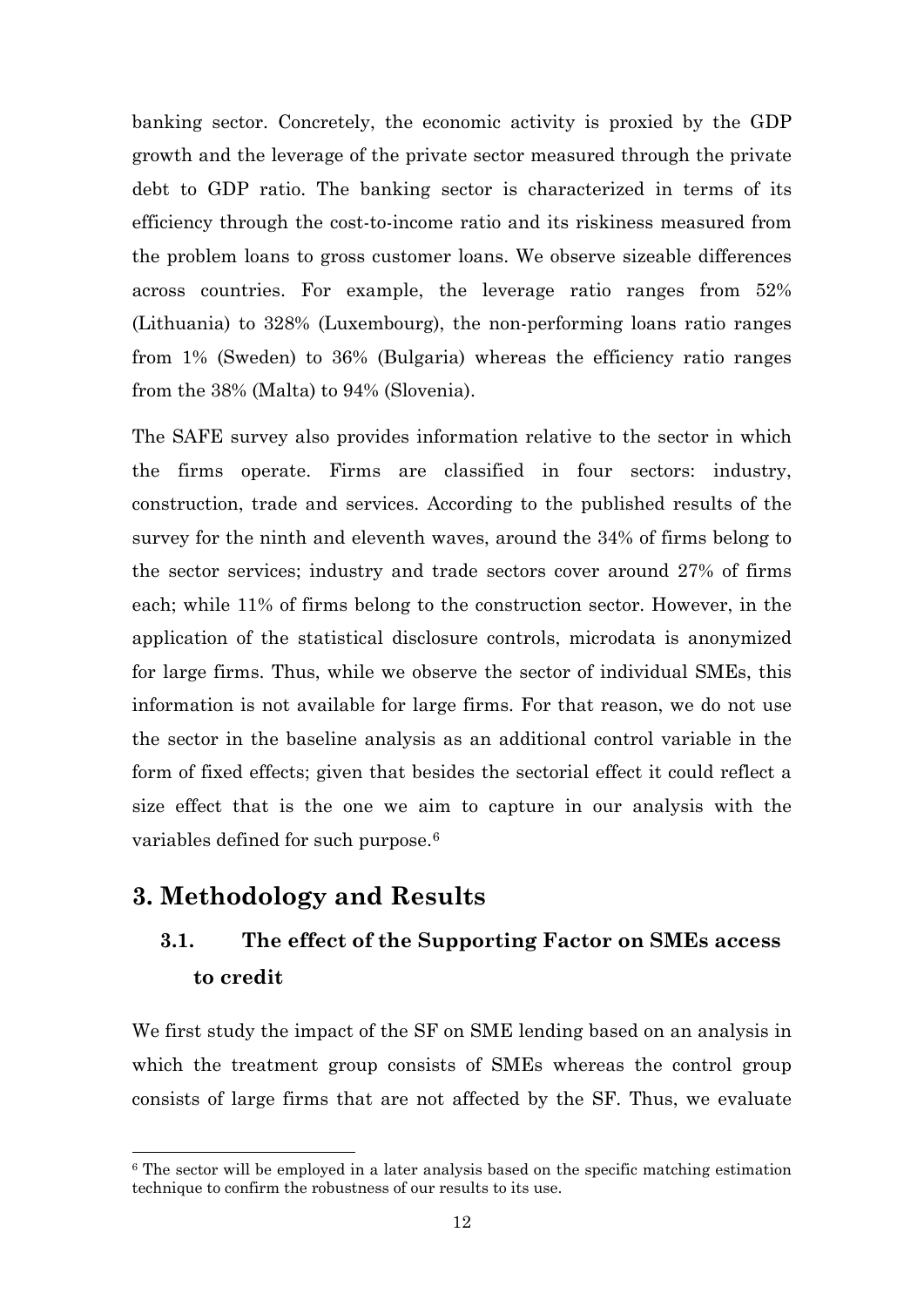banking sector. Concretely, the economic activity is proxied by the GDP growth and the leverage of the private sector measured through the private debt to GDP ratio. The banking sector is characterized in terms of its efficiency through the cost-to-income ratio and its riskiness measured from the problem loans to gross customer loans. We observe sizeable differences across countries. For example, the leverage ratio ranges from 52% (Lithuania) to 328% (Luxembourg), the non-performing loans ratio ranges from 1% (Sweden) to 36% (Bulgaria) whereas the efficiency ratio ranges from the 38% (Malta) to 94% (Slovenia).

The SAFE survey also provides information relative to the sector in which the firms operate. Firms are classified in four sectors: industry, construction, trade and services. According to the published results of the survey for the ninth and eleventh waves, around the 34% of firms belong to the sector services; industry and trade sectors cover around 27% of firms each; while 11% of firms belong to the construction sector. However, in the application of the statistical disclosure controls, microdata is anonymized for large firms. Thus, while we observe the sector of individual SMEs, this information is not available for large firms. For that reason, we do not use the sector in the baseline analysis as an additional control variable in the form of fixed effects; given that besides the sectorial effect it could reflect a size effect that is the one we aim to capture in our analysis with the variables defined for such purpose.[6]

## 3. Methodology and Results

### 3.1. The effect of the Supporting Factor on SMEs access to credit

We first study the impact of the SF on SME lending based on an analysis in which the treatment group consists of SMEs whereas the control group consists of large firms that are not affected by the SF. Thus, we evaluate

[6] The sector will be employed in a later analysis based on the specific matching estimation technique to confirm the robustness of our results to its use.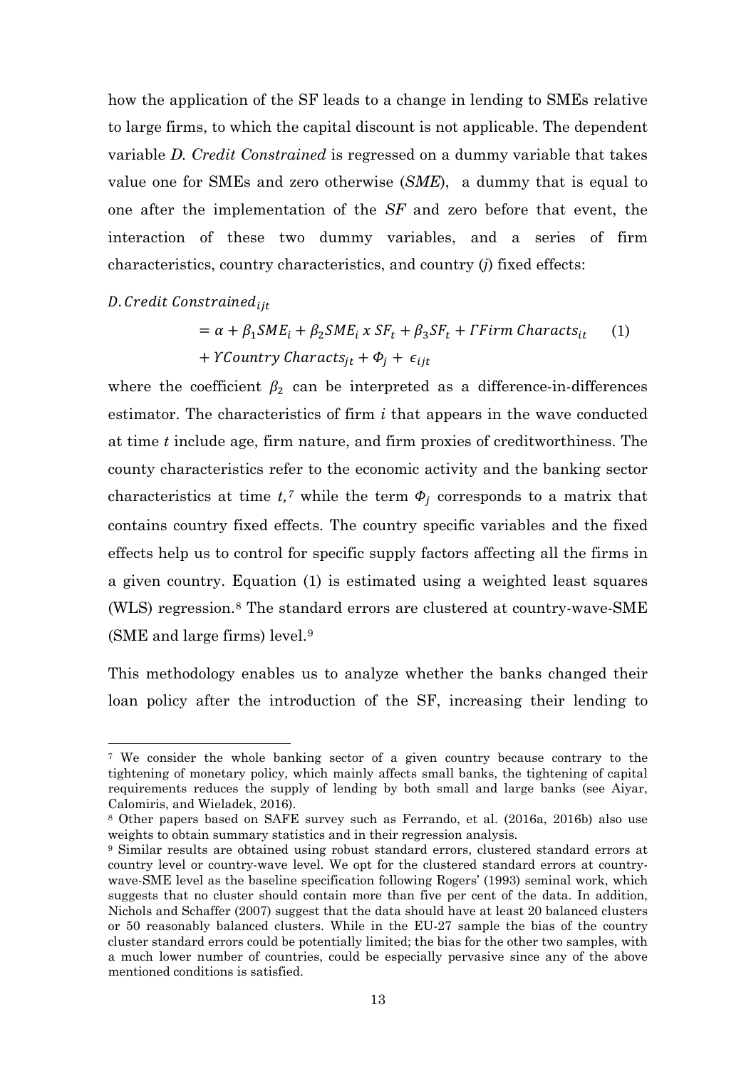how the application of the SF leads to a change in lending to SMEs relative to large firms, to which the capital discount is not applicable. The dependent variable *D. Credit Constrained* is regressed on a dummy variable that takes value one for SMEs and zero otherwise (*SME*), a dummy that is equal to one after the implementation of the *SF* and zero before that event, the interaction of these two dummy variables, and a series of firm characteristics, country characteristics, and country (*j*) fixed effects:

$$
\begin{aligned}
D.Credit\ Constrained_{ijt} &= \alpha + \beta_1 SME_i + \beta_2 SME_i\ x\ SF_t + \beta_3 SF_t + \Gamma Firm\ Characts_{it} \qquad (1) \\
&+ \Upsilon Country\ Characts_{jt} + \Phi_j + \epsilon_{ijt}
\end{aligned}
$$

where the coefficient $\beta_2$ can be interpreted as a difference-in-differences estimator. The characteristics of firm *i* that appears in the wave conducted at time *t* include age, firm nature, and firm proxies of creditworthiness. The county characteristics refer to the economic activity and the banking sector characteristics at time *t,*[7] while the term $\Phi_j$ corresponds to a matrix that contains country fixed effects. The country specific variables and the fixed effects help us to control for specific supply factors affecting all the firms in a given country. Equation (1) is estimated using a weighted least squares (WLS) regression.[8] The standard errors are clustered at country-wave-SME (SME and large firms) level.[9]

This methodology enables us to analyze whether the banks changed their loan policy after the introduction of the SF, increasing their lending to

---

[7] We consider the whole banking sector of a given country because contrary to the tightening of monetary policy, which mainly affects small banks, the tightening of capital requirements reduces the supply of lending by both small and large banks (see Aiyar, Calomiris, and Wieladek, 2016).

[8] Other papers based on SAFE survey such as Ferrando, et al. (2016a, 2016b) also use weights to obtain summary statistics and in their regression analysis.

[9] Similar results are obtained using robust standard errors, clustered standard errors at country level or country-wave level. We opt for the clustered standard errors at country-wave-SME level as the baseline specification following Rogers' (1993) seminal work, which suggests that no cluster should contain more than five per cent of the data. In addition, Nichols and Schaffer (2007) suggest that the data should have at least 20 balanced clusters or 50 reasonably balanced clusters. While in the EU-27 sample the bias of the country cluster standard errors could be potentially limited; the bias for the other two samples, with a much lower number of countries, could be especially pervasive since any of the above mentioned conditions is satisfied.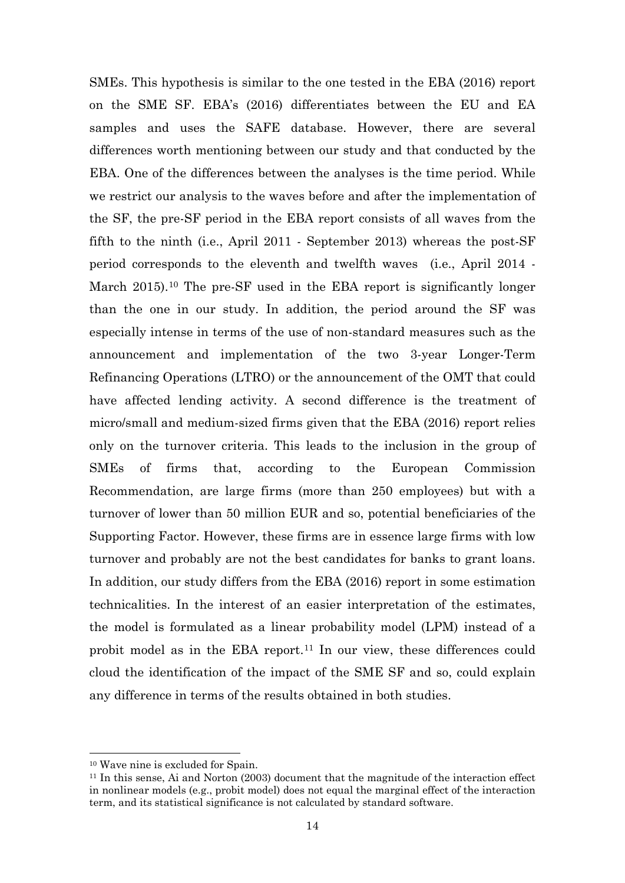SMEs. This hypothesis is similar to the one tested in the EBA (2016) report on the SME SF. EBA's (2016) differentiates between the EU and EA samples and uses the SAFE database. However, there are several differences worth mentioning between our study and that conducted by the EBA. One of the differences between the analyses is the time period. While we restrict our analysis to the waves before and after the implementation of the SF, the pre-SF period in the EBA report consists of all waves from the fifth to the ninth (i.e., April 2011 - September 2013) whereas the post-SF period corresponds to the eleventh and twelfth waves (i.e., April 2014 - March 2015).[10] The pre-SF used in the EBA report is significantly longer than the one in our study. In addition, the period around the SF was especially intense in terms of the use of non-standard measures such as the announcement and implementation of the two 3-year Longer-Term Refinancing Operations (LTRO) or the announcement of the OMT that could have affected lending activity. A second difference is the treatment of micro/small and medium-sized firms given that the EBA (2016) report relies only on the turnover criteria. This leads to the inclusion in the group of SMEs of firms that, according to the European Commission Recommendation, are large firms (more than 250 employees) but with a turnover of lower than 50 million EUR and so, potential beneficiaries of the Supporting Factor. However, these firms are in essence large firms with low turnover and probably are not the best candidates for banks to grant loans. In addition, our study differs from the EBA (2016) report in some estimation technicalities. In the interest of an easier interpretation of the estimates, the model is formulated as a linear probability model (LPM) instead of a probit model as in the EBA report.[11] In our view, these differences could cloud the identification of the impact of the SME SF and so, could explain any difference in terms of the results obtained in both studies.

[10] Wave nine is excluded for Spain.

[11] In this sense, Ai and Norton (2003) document that the magnitude of the interaction effect in nonlinear models (e.g., probit model) does not equal the marginal effect of the interaction term, and its statistical significance is not calculated by standard software.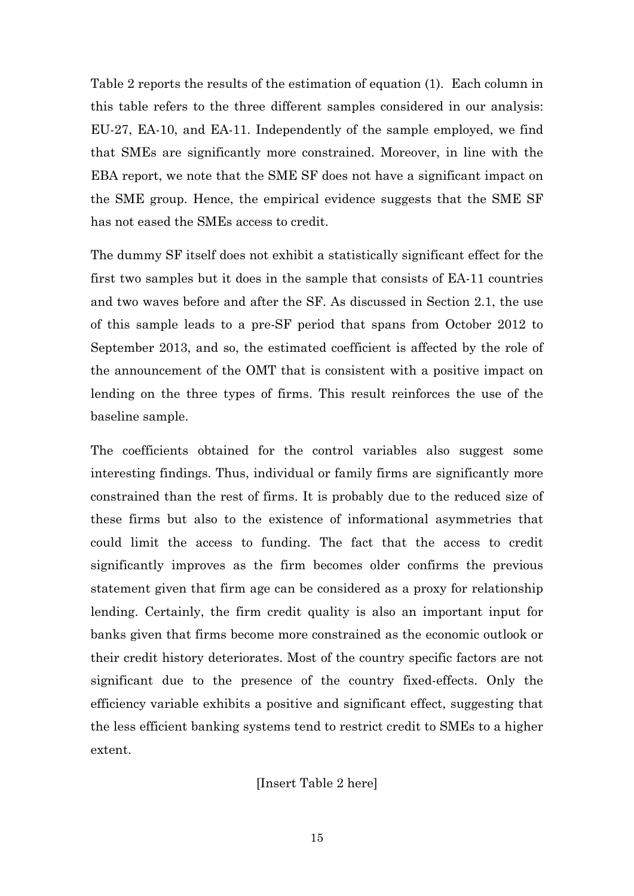Table 2 reports the results of the estimation of equation (1). Each column in this table refers to the three different samples considered in our analysis: EU-27, EA-10, and EA-11. Independently of the sample employed, we find that SMEs are significantly more constrained. Moreover, in line with the EBA report, we note that the SME SF does not have a significant impact on the SME group. Hence, the empirical evidence suggests that the SME SF has not eased the SMEs access to credit.

The dummy SF itself does not exhibit a statistically significant effect for the first two samples but it does in the sample that consists of EA-11 countries and two waves before and after the SF. As discussed in Section 2.1, the use of this sample leads to a pre-SF period that spans from October 2012 to September 2013, and so, the estimated coefficient is affected by the role of the announcement of the OMT that is consistent with a positive impact on lending on the three types of firms. This result reinforces the use of the baseline sample.

The coefficients obtained for the control variables also suggest some interesting findings. Thus, individual or family firms are significantly more constrained than the rest of firms. It is probably due to the reduced size of these firms but also to the existence of informational asymmetries that could limit the access to funding. The fact that the access to credit significantly improves as the firm becomes older confirms the previous statement given that firm age can be considered as a proxy for relationship lending. Certainly, the firm credit quality is also an important input for banks given that firms become more constrained as the economic outlook or their credit history deteriorates. Most of the country specific factors are not significant due to the presence of the country fixed-effects. Only the efficiency variable exhibits a positive and significant effect, suggesting that the less efficient banking systems tend to restrict credit to SMEs to a higher extent.

[Insert Table 2 here]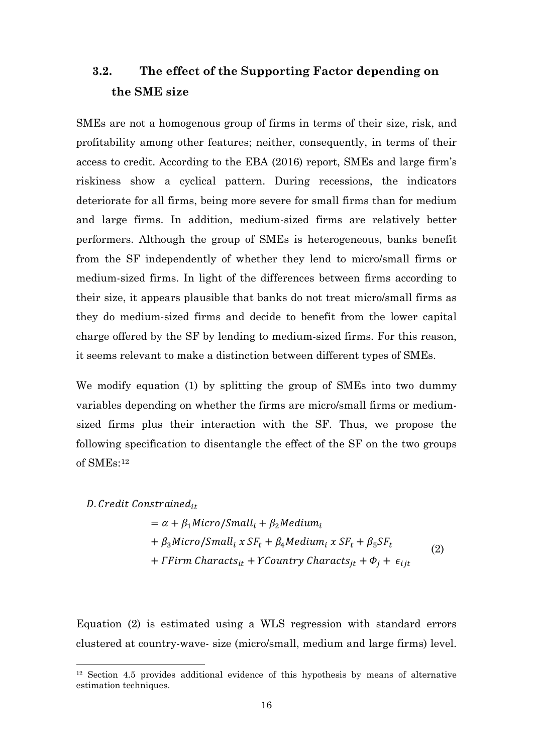## 3.2. The effect of the Supporting Factor depending on the SME size

SMEs are not a homogenous group of firms in terms of their size, risk, and profitability among other features; neither, consequently, in terms of their access to credit. According to the EBA (2016) report, SMEs and large firm's riskiness show a cyclical pattern. During recessions, the indicators deteriorate for all firms, being more severe for small firms than for medium and large firms. In addition, medium-sized firms are relatively better performers. Although the group of SMEs is heterogeneous, banks benefit from the SF independently of whether they lend to micro/small firms or medium-sized firms. In light of the differences between firms according to their size, it appears plausible that banks do not treat micro/small firms as they do medium-sized firms and decide to benefit from the lower capital charge offered by the SF by lending to medium-sized firms. For this reason, it seems relevant to make a distinction between different types of SMEs.

We modify equation (1) by splitting the group of SMEs into two dummy variables depending on whether the firms are micro/small firms or medium-sized firms plus their interaction with the SF. Thus, we propose the following specification to disentangle the effect of the SF on the two groups of SMEs:[12]

$$
\begin{aligned}
D.Credit\ Constrained_{it} &= \alpha + \beta_1 Micro/Small_i + \beta_2 Medium_i \\
&+ \beta_3 Micro/Small_i\ x\ SF_t + \beta_4 Medium_i\ x\ SF_t + \beta_5 SF_t \\
&+ \Gamma Firm\ Characts_{it} + \Upsilon Country\ Characts_{jt} + \Phi_j + \epsilon_{ijt}
\end{aligned}
\tag{2}
$$

Equation (2) is estimated using a WLS regression with standard errors clustered at country-wave- size (micro/small, medium and large firms) level.

[12] Section 4.5 provides additional evidence of this hypothesis by means of alternative estimation techniques.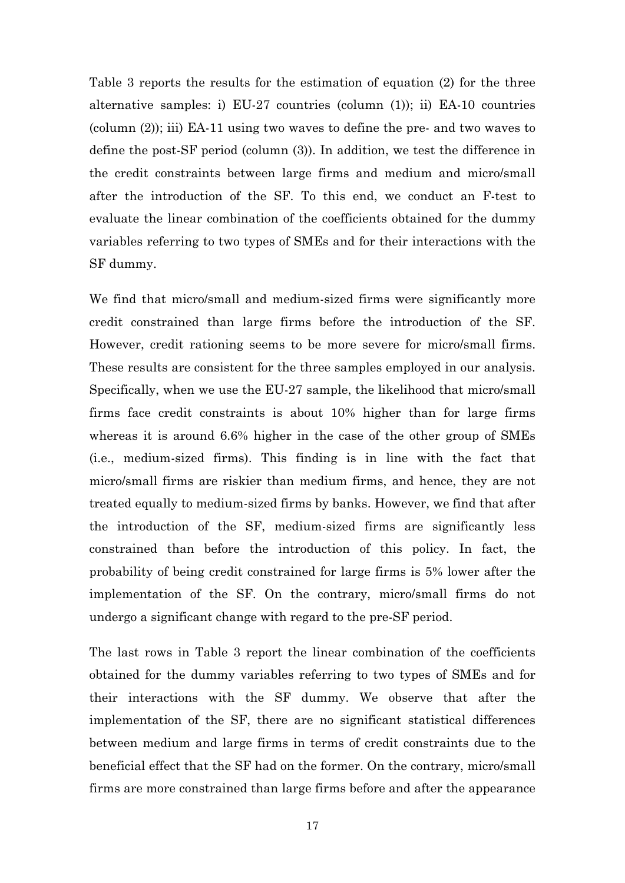Table 3 reports the results for the estimation of equation (2) for the three alternative samples: i) EU-27 countries (column (1)); ii) EA-10 countries (column (2)); iii) EA-11 using two waves to define the pre- and two waves to define the post-SF period (column (3)). In addition, we test the difference in the credit constraints between large firms and medium and micro/small after the introduction of the SF. To this end, we conduct an F-test to evaluate the linear combination of the coefficients obtained for the dummy variables referring to two types of SMEs and for their interactions with the SF dummy.

We find that micro/small and medium-sized firms were significantly more credit constrained than large firms before the introduction of the SF. However, credit rationing seems to be more severe for micro/small firms. These results are consistent for the three samples employed in our analysis. Specifically, when we use the EU-27 sample, the likelihood that micro/small firms face credit constraints is about 10% higher than for large firms whereas it is around 6.6% higher in the case of the other group of SMEs (i.e., medium-sized firms). This finding is in line with the fact that micro/small firms are riskier than medium firms, and hence, they are not treated equally to medium-sized firms by banks. However, we find that after the introduction of the SF, medium-sized firms are significantly less constrained than before the introduction of this policy. In fact, the probability of being credit constrained for large firms is 5% lower after the implementation of the SF. On the contrary, micro/small firms do not undergo a significant change with regard to the pre-SF period.

The last rows in Table 3 report the linear combination of the coefficients obtained for the dummy variables referring to two types of SMEs and for their interactions with the SF dummy. We observe that after the implementation of the SF, there are no significant statistical differences between medium and large firms in terms of credit constraints due to the beneficial effect that the SF had on the former. On the contrary, micro/small firms are more constrained than large firms before and after the appearance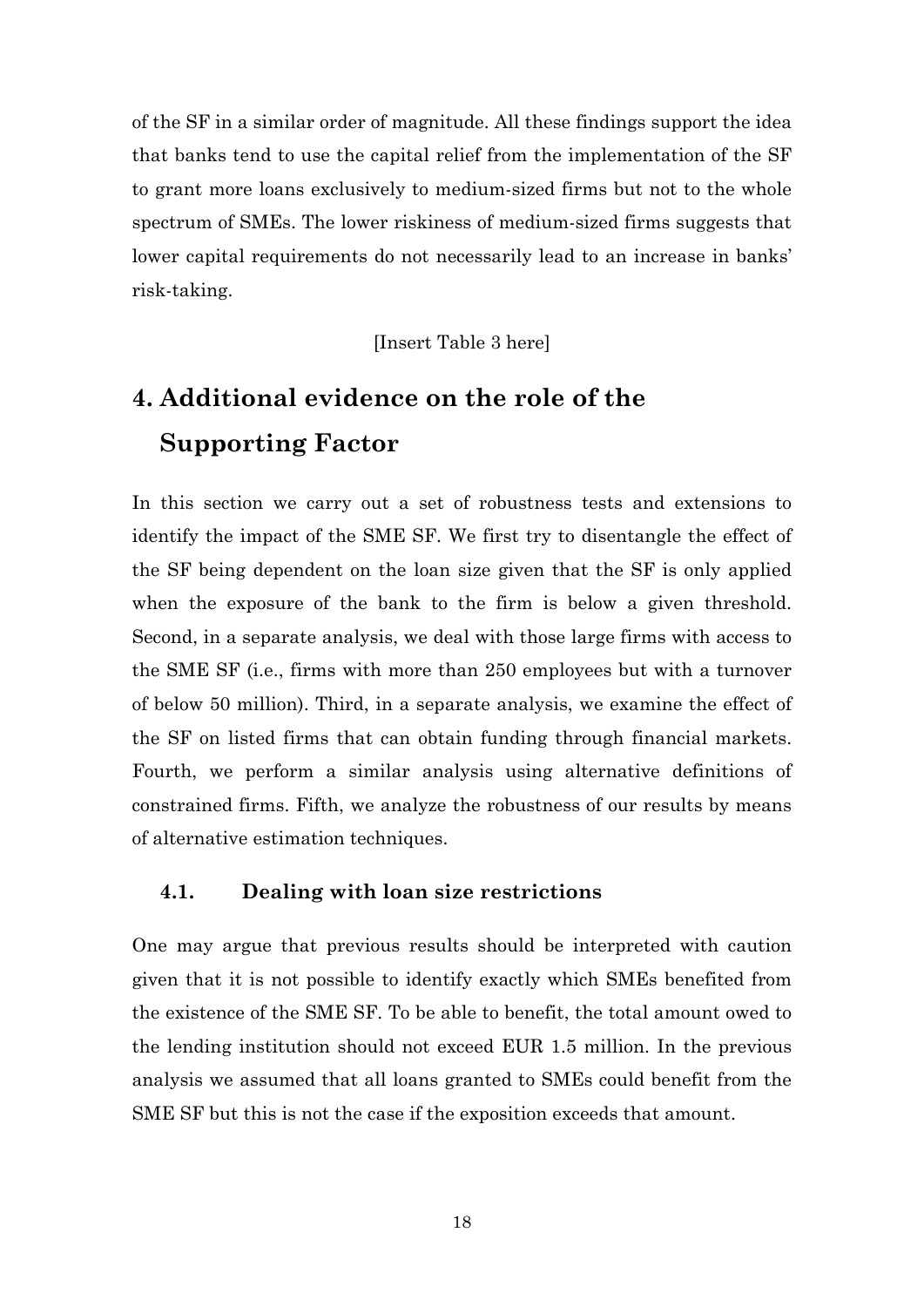of the SF in a similar order of magnitude. All these findings support the idea that banks tend to use the capital relief from the implementation of the SF to grant more loans exclusively to medium-sized firms but not to the whole spectrum of SMEs. The lower riskiness of medium-sized firms suggests that lower capital requirements do not necessarily lead to an increase in banks' risk-taking.

[Insert Table 3 here]

# 4. Additional evidence on the role of the Supporting Factor

In this section we carry out a set of robustness tests and extensions to identify the impact of the SME SF. We first try to disentangle the effect of the SF being dependent on the loan size given that the SF is only applied when the exposure of the bank to the firm is below a given threshold. Second, in a separate analysis, we deal with those large firms with access to the SME SF (i.e., firms with more than 250 employees but with a turnover of below 50 million). Third, in a separate analysis, we examine the effect of the SF on listed firms that can obtain funding through financial markets. Fourth, we perform a similar analysis using alternative definitions of constrained firms. Fifth, we analyze the robustness of our results by means of alternative estimation techniques.

## 4.1. Dealing with loan size restrictions

One may argue that previous results should be interpreted with caution given that it is not possible to identify exactly which SMEs benefited from the existence of the SME SF. To be able to benefit, the total amount owed to the lending institution should not exceed EUR 1.5 million. In the previous analysis we assumed that all loans granted to SMEs could benefit from the SME SF but this is not the case if the exposition exceeds that amount.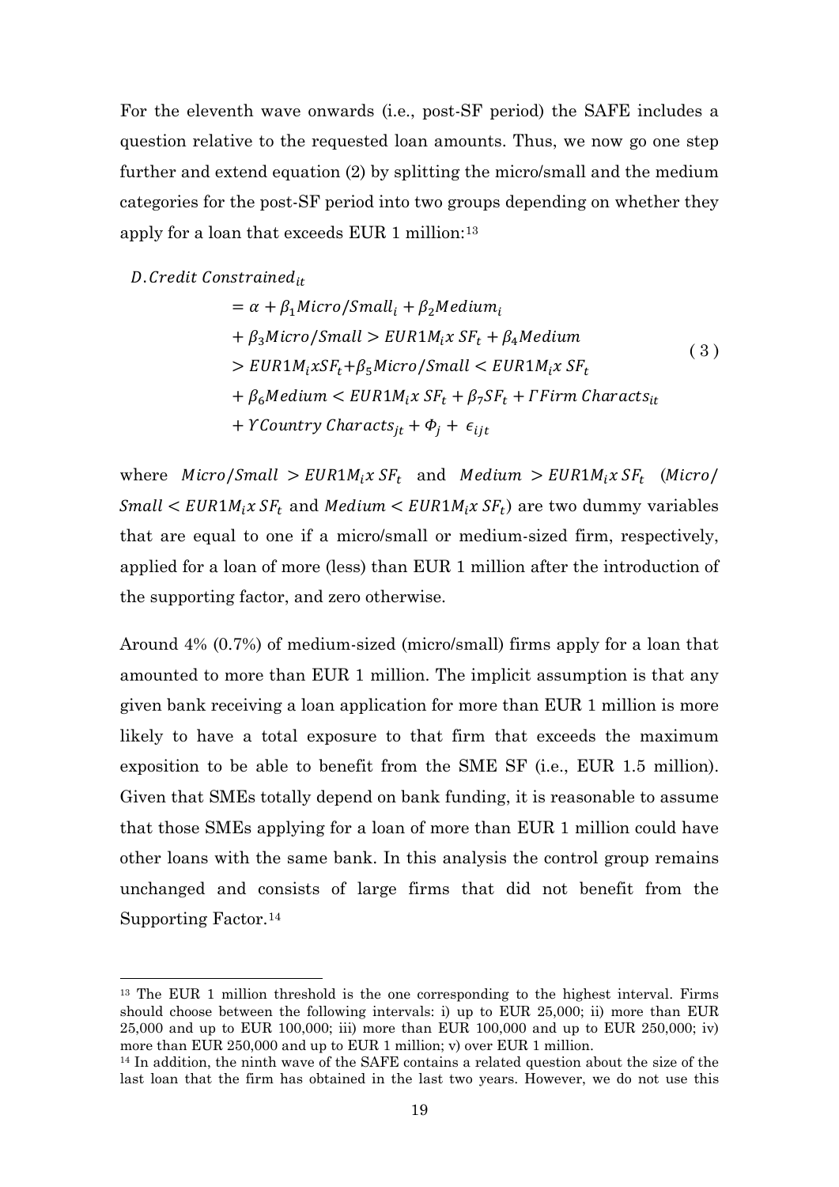For the eleventh wave onwards (i.e., post-SF period) the SAFE includes a question relative to the requested loan amounts. Thus, we now go one step further and extend equation (2) by splitting the micro/small and the medium categories for the post-SF period into two groups depending on whether they apply for a loan that exceeds EUR 1 million:[13]

$$
\begin{aligned}
D.Credit\ Constrained_{it} &= \alpha + \beta_1 Micro/Small_i + \beta_2 Medium_i \\
&+ \beta_3 Micro/Small > EUR1M_i x\ SF_t + \beta_4 Medium \\
&> EUR1M_i x SF_t + \beta_5 Micro/Small < EUR1M_i x\ SF_t \\
&+ \beta_6 Medium < EUR1M_i x\ SF_t + \beta_7 SF_t + \Gamma Firm\ Characts_{it} \\
&+ Y Country\ Characts_{jt} + \Phi_j + \epsilon_{ijt}
\end{aligned} \tag{3}
$$

where $Micro/Small > EUR1M_i x\ SF_t$ and $Medium > EUR1M_i x\ SF_t$ ($Micro/Small < EUR1M_i x\ SF_t$ and $Medium < EUR1M_i x\ SF_t$) are two dummy variables that are equal to one if a micro/small or medium-sized firm, respectively, applied for a loan of more (less) than EUR 1 million after the introduction of the supporting factor, and zero otherwise.

Around 4% (0.7%) of medium-sized (micro/small) firms apply for a loan that amounted to more than EUR 1 million. The implicit assumption is that any given bank receiving a loan application for more than EUR 1 million is more likely to have a total exposure to that firm that exceeds the maximum exposition to be able to benefit from the SME SF (i.e., EUR 1.5 million). Given that SMEs totally depend on bank funding, it is reasonable to assume that those SMEs applying for a loan of more than EUR 1 million could have other loans with the same bank. In this analysis the control group remains unchanged and consists of large firms that did not benefit from the Supporting Factor.[14]

[13] The EUR 1 million threshold is the one corresponding to the highest interval. Firms should choose between the following intervals: i) up to EUR 25,000; ii) more than EUR 25,000 and up to EUR 100,000; iii) more than EUR 100,000 and up to EUR 250,000; iv) more than EUR 250,000 and up to EUR 1 million; v) over EUR 1 million.

[14] In addition, the ninth wave of the SAFE contains a related question about the size of the last loan that the firm has obtained in the last two years. However, we do not use this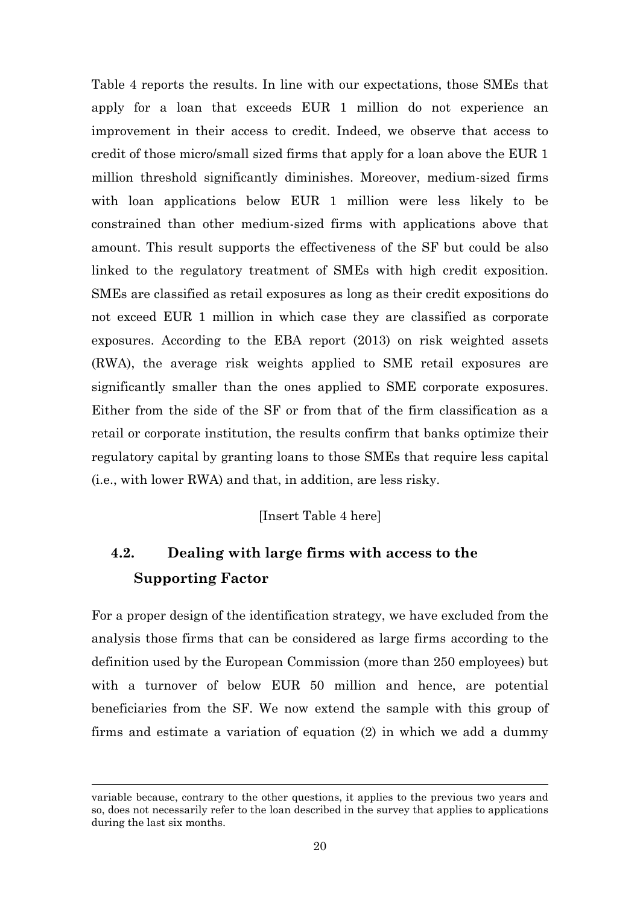Table 4 reports the results. In line with our expectations, those SMEs that apply for a loan that exceeds EUR 1 million do not experience an improvement in their access to credit. Indeed, we observe that access to credit of those micro/small sized firms that apply for a loan above the EUR 1 million threshold significantly diminishes. Moreover, medium-sized firms with loan applications below EUR 1 million were less likely to be constrained than other medium-sized firms with applications above that amount. This result supports the effectiveness of the SF but could be also linked to the regulatory treatment of SMEs with high credit exposition. SMEs are classified as retail exposures as long as their credit expositions do not exceed EUR 1 million in which case they are classified as corporate exposures. According to the EBA report (2013) on risk weighted assets (RWA), the average risk weights applied to SME retail exposures are significantly smaller than the ones applied to SME corporate exposures. Either from the side of the SF or from that of the firm classification as a retail or corporate institution, the results confirm that banks optimize their regulatory capital by granting loans to those SMEs that require less capital (i.e., with lower RWA) and that, in addition, are less risky.

[Insert Table 4 here]

## 4.2. Dealing with large firms with access to the Supporting Factor

For a proper design of the identification strategy, we have excluded from the analysis those firms that can be considered as large firms according to the definition used by the European Commission (more than 250 employees) but with a turnover of below EUR 50 million and hence, are potential beneficiaries from the SF. We now extend the sample with this group of firms and estimate a variation of equation (2) in which we add a dummy

variable because, contrary to the other questions, it applies to the previous two years and so, does not necessarily refer to the loan described in the survey that applies to applications during the last six months.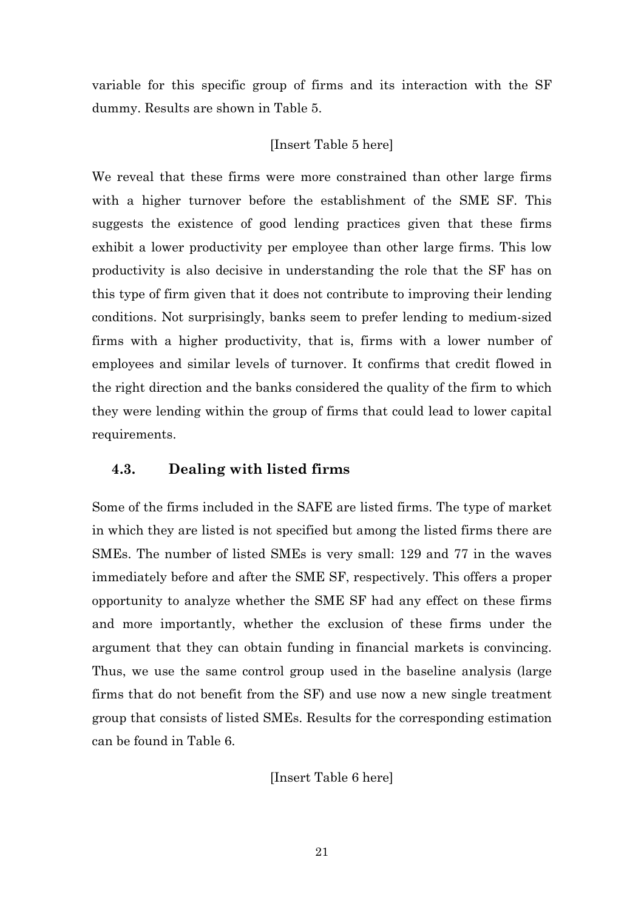variable for this specific group of firms and its interaction with the SF dummy. Results are shown in Table 5.

[Insert Table 5 here]

We reveal that these firms were more constrained than other large firms with a higher turnover before the establishment of the SME SF. This suggests the existence of good lending practices given that these firms exhibit a lower productivity per employee than other large firms. This low productivity is also decisive in understanding the role that the SF has on this type of firm given that it does not contribute to improving their lending conditions. Not surprisingly, banks seem to prefer lending to medium-sized firms with a higher productivity, that is, firms with a lower number of employees and similar levels of turnover. It confirms that credit flowed in the right direction and the banks considered the quality of the firm to which they were lending within the group of firms that could lead to lower capital requirements.

### 4.3. Dealing with listed firms

Some of the firms included in the SAFE are listed firms. The type of market in which they are listed is not specified but among the listed firms there are SMEs. The number of listed SMEs is very small: 129 and 77 in the waves immediately before and after the SME SF, respectively. This offers a proper opportunity to analyze whether the SME SF had any effect on these firms and more importantly, whether the exclusion of these firms under the argument that they can obtain funding in financial markets is convincing. Thus, we use the same control group used in the baseline analysis (large firms that do not benefit from the SF) and use now a new single treatment group that consists of listed SMEs. Results for the corresponding estimation can be found in Table 6.

[Insert Table 6 here]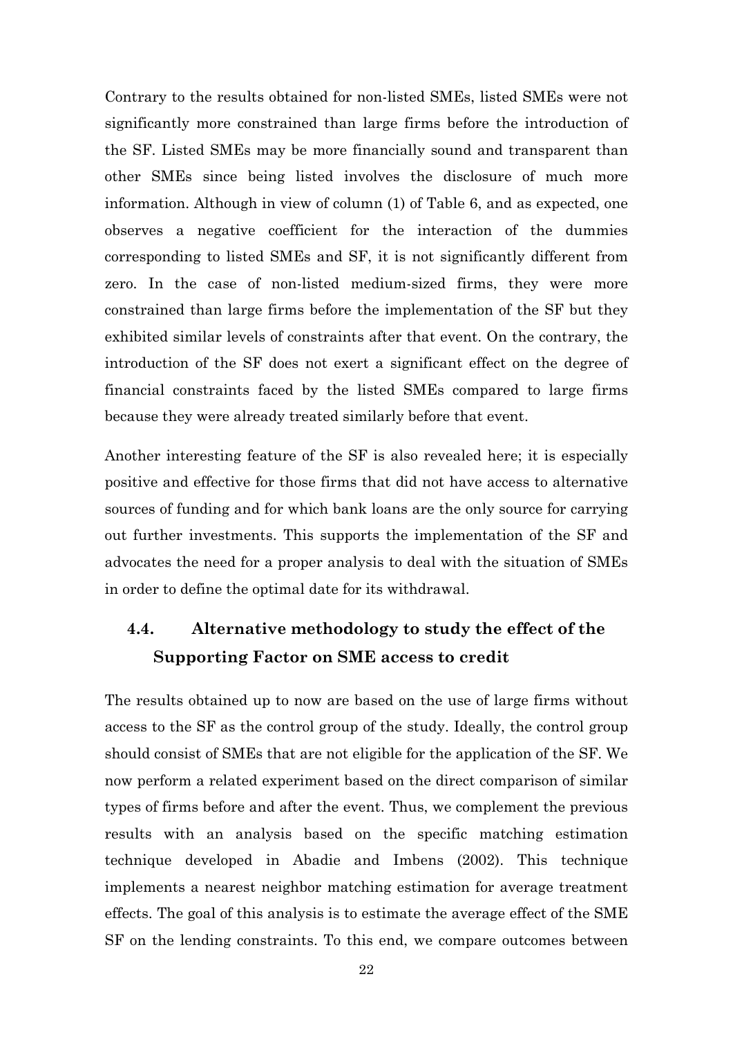Contrary to the results obtained for non-listed SMEs, listed SMEs were not significantly more constrained than large firms before the introduction of the SF. Listed SMEs may be more financially sound and transparent than other SMEs since being listed involves the disclosure of much more information. Although in view of column (1) of Table 6, and as expected, one observes a negative coefficient for the interaction of the dummies corresponding to listed SMEs and SF, it is not significantly different from zero. In the case of non-listed medium-sized firms, they were more constrained than large firms before the implementation of the SF but they exhibited similar levels of constraints after that event. On the contrary, the introduction of the SF does not exert a significant effect on the degree of financial constraints faced by the listed SMEs compared to large firms because they were already treated similarly before that event.

Another interesting feature of the SF is also revealed here; it is especially positive and effective for those firms that did not have access to alternative sources of funding and for which bank loans are the only source for carrying out further investments. This supports the implementation of the SF and advocates the need for a proper analysis to deal with the situation of SMEs in order to define the optimal date for its withdrawal.

## 4.4. Alternative methodology to study the effect of the Supporting Factor on SME access to credit

The results obtained up to now are based on the use of large firms without access to the SF as the control group of the study. Ideally, the control group should consist of SMEs that are not eligible for the application of the SF. We now perform a related experiment based on the direct comparison of similar types of firms before and after the event. Thus, we complement the previous results with an analysis based on the specific matching estimation technique developed in Abadie and Imbens (2002). This technique implements a nearest neighbor matching estimation for average treatment effects. The goal of this analysis is to estimate the average effect of the SME SF on the lending constraints. To this end, we compare outcomes between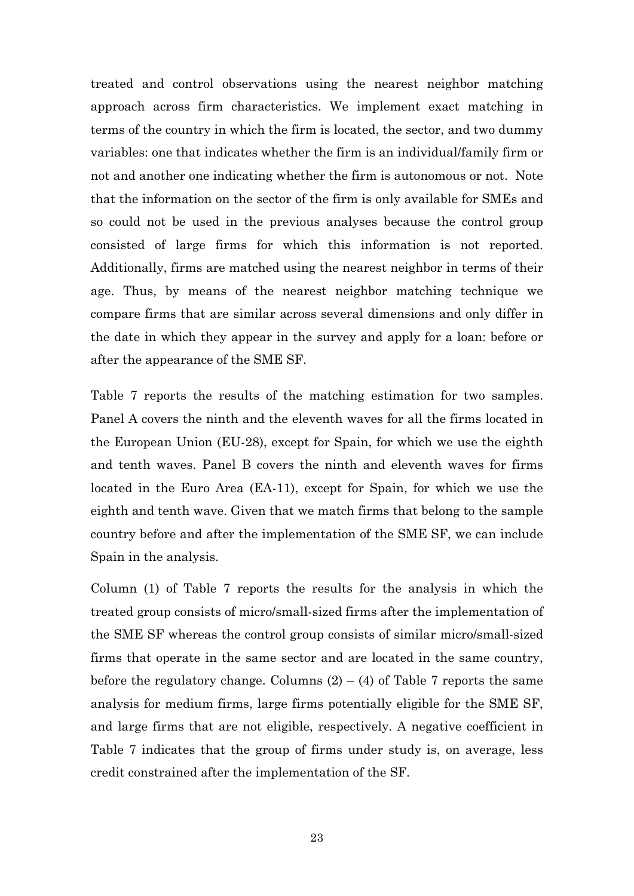treated and control observations using the nearest neighbor matching approach across firm characteristics. We implement exact matching in terms of the country in which the firm is located, the sector, and two dummy variables: one that indicates whether the firm is an individual/family firm or not and another one indicating whether the firm is autonomous or not. Note that the information on the sector of the firm is only available for SMEs and so could not be used in the previous analyses because the control group consisted of large firms for which this information is not reported. Additionally, firms are matched using the nearest neighbor in terms of their age. Thus, by means of the nearest neighbor matching technique we compare firms that are similar across several dimensions and only differ in the date in which they appear in the survey and apply for a loan: before or after the appearance of the SME SF.

Table 7 reports the results of the matching estimation for two samples. Panel A covers the ninth and the eleventh waves for all the firms located in the European Union (EU-28), except for Spain, for which we use the eighth and tenth waves. Panel B covers the ninth and eleventh waves for firms located in the Euro Area (EA-11), except for Spain, for which we use the eighth and tenth wave. Given that we match firms that belong to the sample country before and after the implementation of the SME SF, we can include Spain in the analysis.

Column (1) of Table 7 reports the results for the analysis in which the treated group consists of micro/small-sized firms after the implementation of the SME SF whereas the control group consists of similar micro/small-sized firms that operate in the same sector and are located in the same country, before the regulatory change. Columns (2) – (4) of Table 7 reports the same analysis for medium firms, large firms potentially eligible for the SME SF, and large firms that are not eligible, respectively. A negative coefficient in Table 7 indicates that the group of firms under study is, on average, less credit constrained after the implementation of the SF.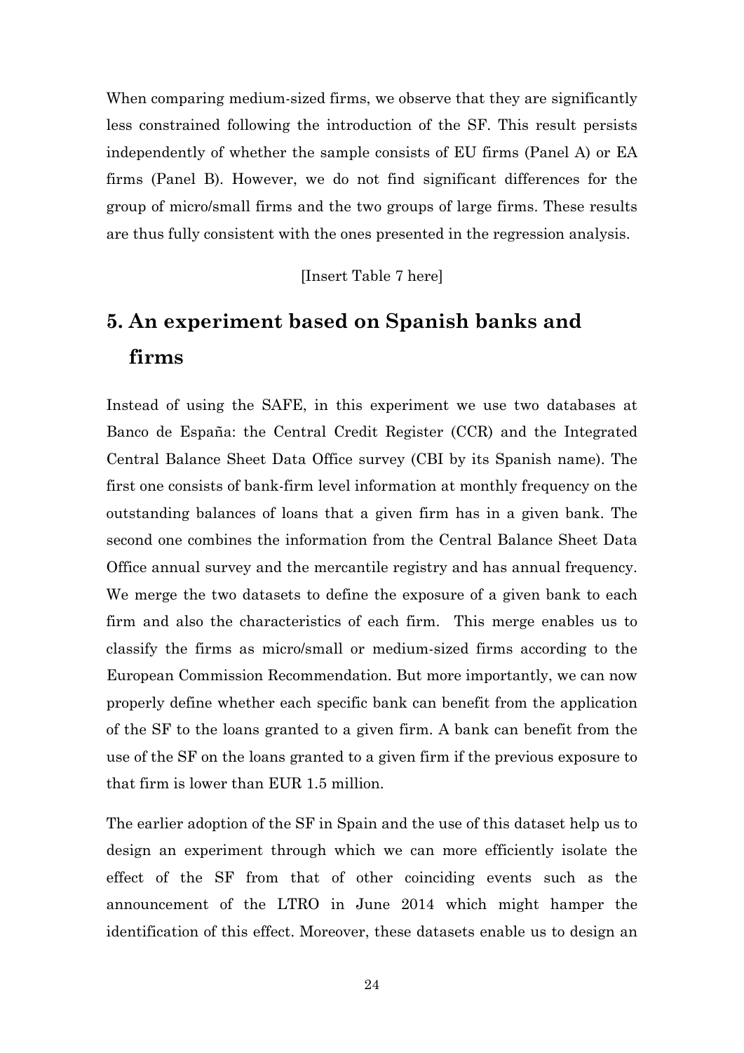When comparing medium-sized firms, we observe that they are significantly less constrained following the introduction of the SF. This result persists independently of whether the sample consists of EU firms (Panel A) or EA firms (Panel B). However, we do not find significant differences for the group of micro/small firms and the two groups of large firms. These results are thus fully consistent with the ones presented in the regression analysis.

[Insert Table 7 here]

# 5. An experiment based on Spanish banks and firms

Instead of using the SAFE, in this experiment we use two databases at Banco de España: the Central Credit Register (CCR) and the Integrated Central Balance Sheet Data Office survey (CBI by its Spanish name). The first one consists of bank-firm level information at monthly frequency on the outstanding balances of loans that a given firm has in a given bank. The second one combines the information from the Central Balance Sheet Data Office annual survey and the mercantile registry and has annual frequency. We merge the two datasets to define the exposure of a given bank to each firm and also the characteristics of each firm. This merge enables us to classify the firms as micro/small or medium-sized firms according to the European Commission Recommendation. But more importantly, we can now properly define whether each specific bank can benefit from the application of the SF to the loans granted to a given firm. A bank can benefit from the use of the SF on the loans granted to a given firm if the previous exposure to that firm is lower than EUR 1.5 million.

The earlier adoption of the SF in Spain and the use of this dataset help us to design an experiment through which we can more efficiently isolate the effect of the SF from that of other coinciding events such as the announcement of the LTRO in June 2014 which might hamper the identification of this effect. Moreover, these datasets enable us to design an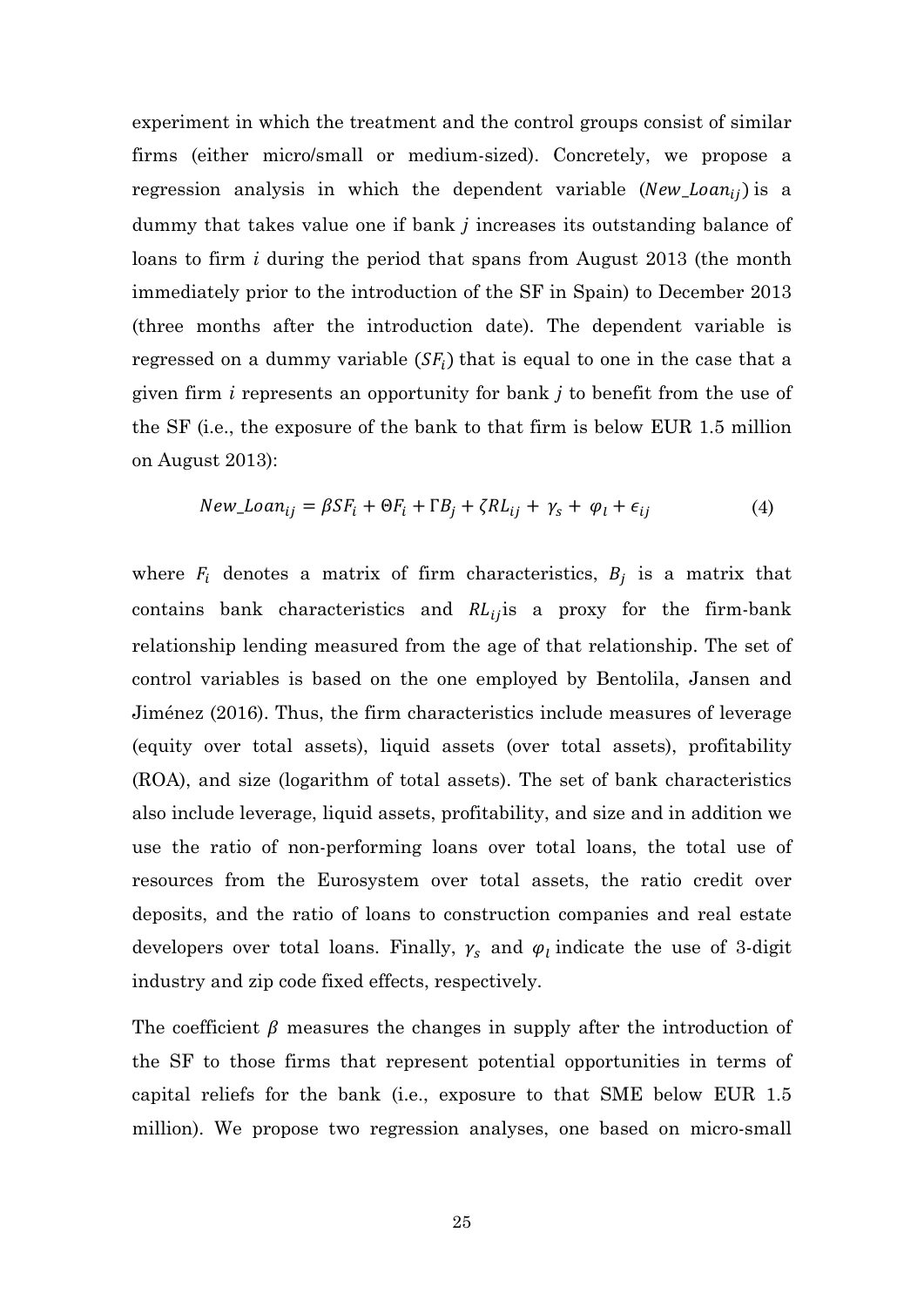experiment in which the treatment and the control groups consist of similar firms (either micro/small or medium-sized). Concretely, we propose a regression analysis in which the dependent variable ($New\_Loan_{ij}$) is a dummy that takes value one if bank *j* increases its outstanding balance of loans to firm *i* during the period that spans from August 2013 (the month immediately prior to the introduction of the SF in Spain) to December 2013 (three months after the introduction date). The dependent variable is regressed on a dummy variable ($SF_i$) that is equal to one in the case that a given firm *i* represents an opportunity for bank *j* to benefit from the use of the SF (i.e., the exposure of the bank to that firm is below EUR 1.5 million on August 2013):

$$New\_Loan_{ij} = \beta SF_i + \Theta F_i + \Gamma B_j + \zeta RL_{ij} + \gamma_s + \varphi_l + \epsilon_{ij} \tag{4}$$

where $F_i$ denotes a matrix of firm characteristics, $B_j$ is a matrix that contains bank characteristics and $RL_{ij}$ is a proxy for the firm-bank relationship lending measured from the age of that relationship. The set of control variables is based on the one employed by Bentolila, Jansen and Jiménez (2016). Thus, the firm characteristics include measures of leverage (equity over total assets), liquid assets (over total assets), profitability (ROA), and size (logarithm of total assets). The set of bank characteristics also include leverage, liquid assets, profitability, and size and in addition we use the ratio of non-performing loans over total loans, the total use of resources from the Eurosystem over total assets, the ratio credit over deposits, and the ratio of loans to construction companies and real estate developers over total loans. Finally, $\gamma_s$ and $\varphi_l$ indicate the use of 3-digit industry and zip code fixed effects, respectively.

The coefficient $\beta$ measures the changes in supply after the introduction of the SF to those firms that represent potential opportunities in terms of capital reliefs for the bank (i.e., exposure to that SME below EUR 1.5 million). We propose two regression analyses, one based on micro-small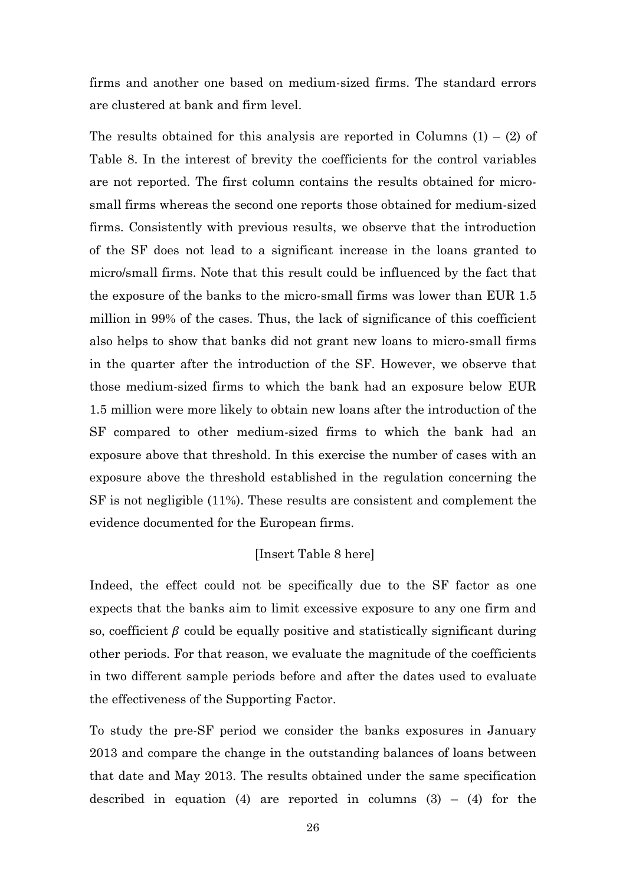firms and another one based on medium-sized firms. The standard errors are clustered at bank and firm level.

The results obtained for this analysis are reported in Columns (1) – (2) of Table 8. In the interest of brevity the coefficients for the control variables are not reported. The first column contains the results obtained for micro-small firms whereas the second one reports those obtained for medium-sized firms. Consistently with previous results, we observe that the introduction of the SF does not lead to a significant increase in the loans granted to micro/small firms. Note that this result could be influenced by the fact that the exposure of the banks to the micro-small firms was lower than EUR 1.5 million in 99% of the cases. Thus, the lack of significance of this coefficient also helps to show that banks did not grant new loans to micro-small firms in the quarter after the introduction of the SF. However, we observe that those medium-sized firms to which the bank had an exposure below EUR 1.5 million were more likely to obtain new loans after the introduction of the SF compared to other medium-sized firms to which the bank had an exposure above that threshold. In this exercise the number of cases with an exposure above the threshold established in the regulation concerning the SF is not negligible (11%). These results are consistent and complement the evidence documented for the European firms.

[Insert Table 8 here]

Indeed, the effect could not be specifically due to the SF factor as one expects that the banks aim to limit excessive exposure to any one firm and so, coefficient $\beta$ could be equally positive and statistically significant during other periods. For that reason, we evaluate the magnitude of the coefficients in two different sample periods before and after the dates used to evaluate the effectiveness of the Supporting Factor.

To study the pre-SF period we consider the banks exposures in January 2013 and compare the change in the outstanding balances of loans between that date and May 2013. The results obtained under the same specification described in equation (4) are reported in columns (3) – (4) for the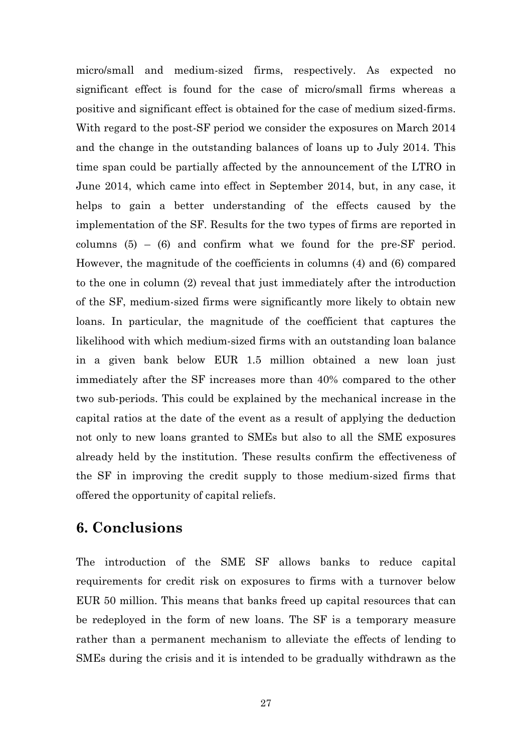micro/small and medium-sized firms, respectively. As expected no significant effect is found for the case of micro/small firms whereas a positive and significant effect is obtained for the case of medium sized-firms. With regard to the post-SF period we consider the exposures on March 2014 and the change in the outstanding balances of loans up to July 2014. This time span could be partially affected by the announcement of the LTRO in June 2014, which came into effect in September 2014, but, in any case, it helps to gain a better understanding of the effects caused by the implementation of the SF. Results for the two types of firms are reported in columns (5) – (6) and confirm what we found for the pre-SF period. However, the magnitude of the coefficients in columns (4) and (6) compared to the one in column (2) reveal that just immediately after the introduction of the SF, medium-sized firms were significantly more likely to obtain new loans. In particular, the magnitude of the coefficient that captures the likelihood with which medium-sized firms with an outstanding loan balance in a given bank below EUR 1.5 million obtained a new loan just immediately after the SF increases more than 40% compared to the other two sub-periods. This could be explained by the mechanical increase in the capital ratios at the date of the event as a result of applying the deduction not only to new loans granted to SMEs but also to all the SME exposures already held by the institution. These results confirm the effectiveness of the SF in improving the credit supply to those medium-sized firms that offered the opportunity of capital reliefs.

## 6. Conclusions

The introduction of the SME SF allows banks to reduce capital requirements for credit risk on exposures to firms with a turnover below EUR 50 million. This means that banks freed up capital resources that can be redeployed in the form of new loans. The SF is a temporary measure rather than a permanent mechanism to alleviate the effects of lending to SMEs during the crisis and it is intended to be gradually withdrawn as the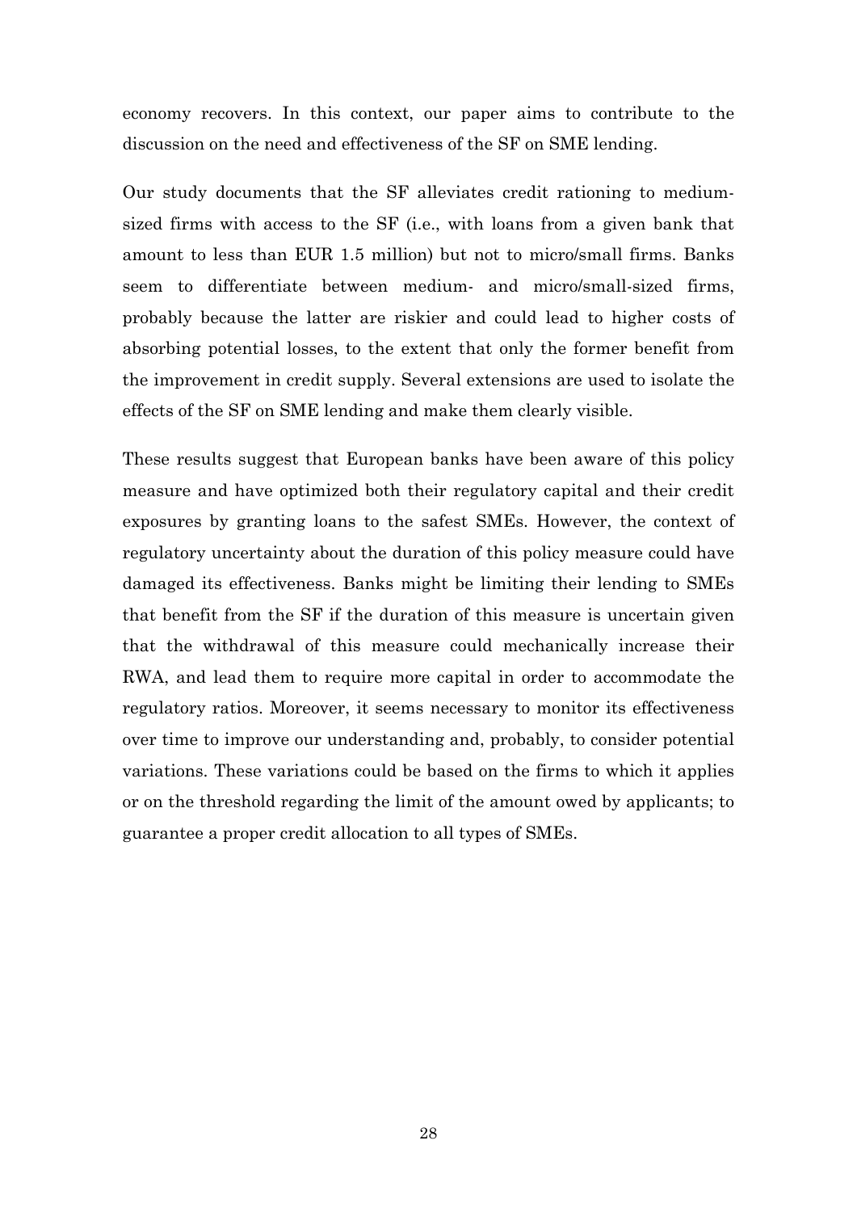economy recovers. In this context, our paper aims to contribute to the discussion on the need and effectiveness of the SF on SME lending.

Our study documents that the SF alleviates credit rationing to medium-sized firms with access to the SF (i.e., with loans from a given bank that amount to less than EUR 1.5 million) but not to micro/small firms. Banks seem to differentiate between medium- and micro/small-sized firms, probably because the latter are riskier and could lead to higher costs of absorbing potential losses, to the extent that only the former benefit from the improvement in credit supply. Several extensions are used to isolate the effects of the SF on SME lending and make them clearly visible.

These results suggest that European banks have been aware of this policy measure and have optimized both their regulatory capital and their credit exposures by granting loans to the safest SMEs. However, the context of regulatory uncertainty about the duration of this policy measure could have damaged its effectiveness. Banks might be limiting their lending to SMEs that benefit from the SF if the duration of this measure is uncertain given that the withdrawal of this measure could mechanically increase their RWA, and lead them to require more capital in order to accommodate the regulatory ratios. Moreover, it seems necessary to monitor its effectiveness over time to improve our understanding and, probably, to consider potential variations. These variations could be based on the firms to which it applies or on the threshold regarding the limit of the amount owed by applicants; to guarantee a proper credit allocation to all types of SMEs.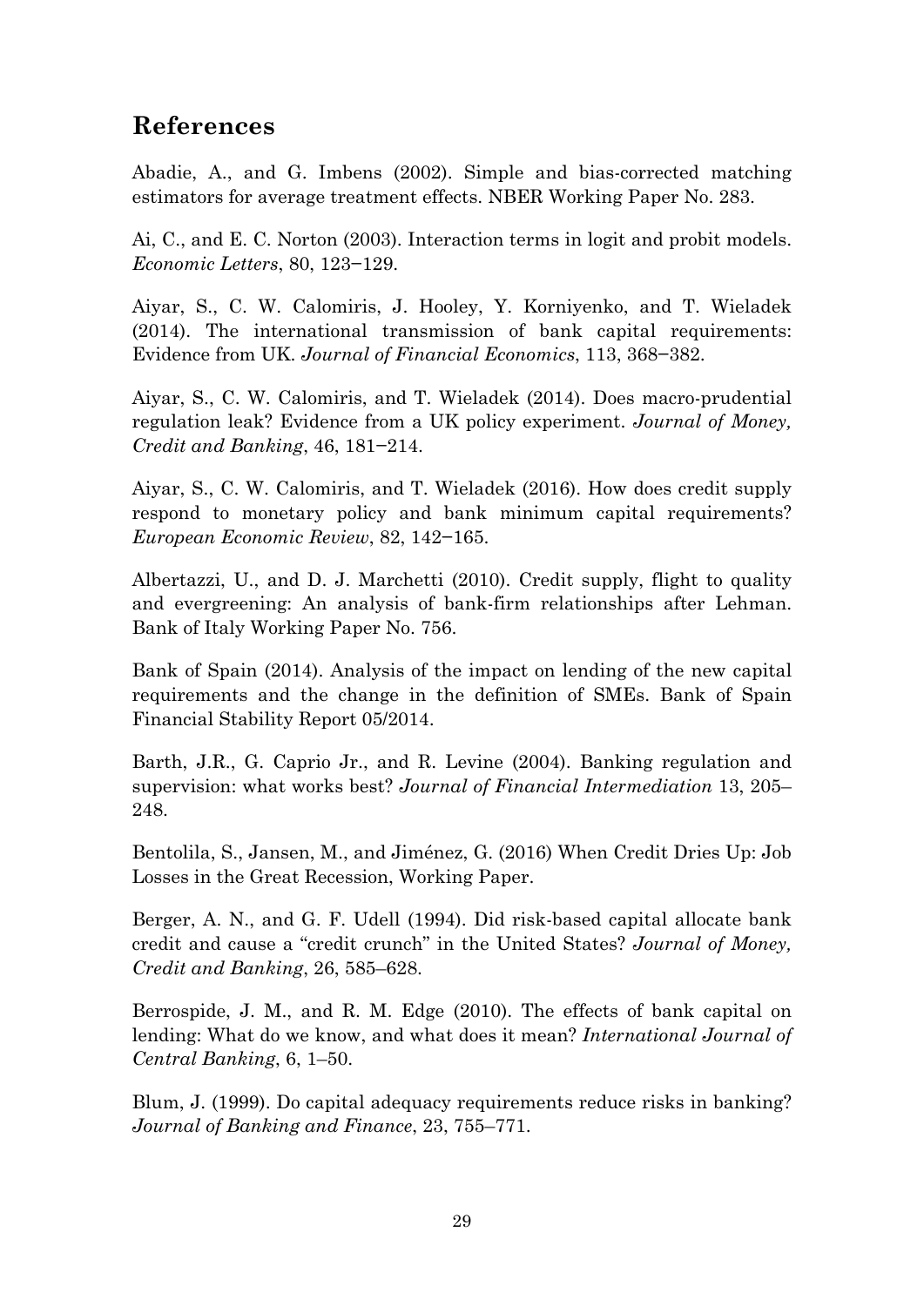## References

Abadie, A., and G. Imbens (2002). Simple and bias-corrected matching estimators for average treatment effects. NBER Working Paper No. 283.

Ai, C., and E. C. Norton (2003). Interaction terms in logit and probit models. *Economic Letters*, 80, 123‒129.

Aiyar, S., C. W. Calomiris, J. Hooley, Y. Korniyenko, and T. Wieladek (2014). The international transmission of bank capital requirements: Evidence from UK. *Journal of Financial Economics*, 113, 368‒382.

Aiyar, S., C. W. Calomiris, and T. Wieladek (2014). Does macro-prudential regulation leak? Evidence from a UK policy experiment. *Journal of Money, Credit and Banking*, 46, 181‒214.

Aiyar, S., C. W. Calomiris, and T. Wieladek (2016). How does credit supply respond to monetary policy and bank minimum capital requirements? *European Economic Review*, 82, 142‒165.

Albertazzi, U., and D. J. Marchetti (2010). Credit supply, flight to quality and evergreening: An analysis of bank-firm relationships after Lehman. Bank of Italy Working Paper No. 756.

Bank of Spain (2014). Analysis of the impact on lending of the new capital requirements and the change in the definition of SMEs. Bank of Spain Financial Stability Report 05/2014.

Barth, J.R., G. Caprio Jr., and R. Levine (2004). Banking regulation and supervision: what works best? *Journal of Financial Intermediation* 13, 205–248.

Bentolila, S., Jansen, M., and Jiménez, G. (2016) When Credit Dries Up: Job Losses in the Great Recession, Working Paper.

Berger, A. N., and G. F. Udell (1994). Did risk-based capital allocate bank credit and cause a "credit crunch" in the United States? *Journal of Money, Credit and Banking*, 26, 585–628.

Berrospide, J. M., and R. M. Edge (2010). The effects of bank capital on lending: What do we know, and what does it mean? *International Journal of Central Banking*, 6, 1–50.

Blum, J. (1999). Do capital adequacy requirements reduce risks in banking? *Journal of Banking and Finance*, 23, 755–771.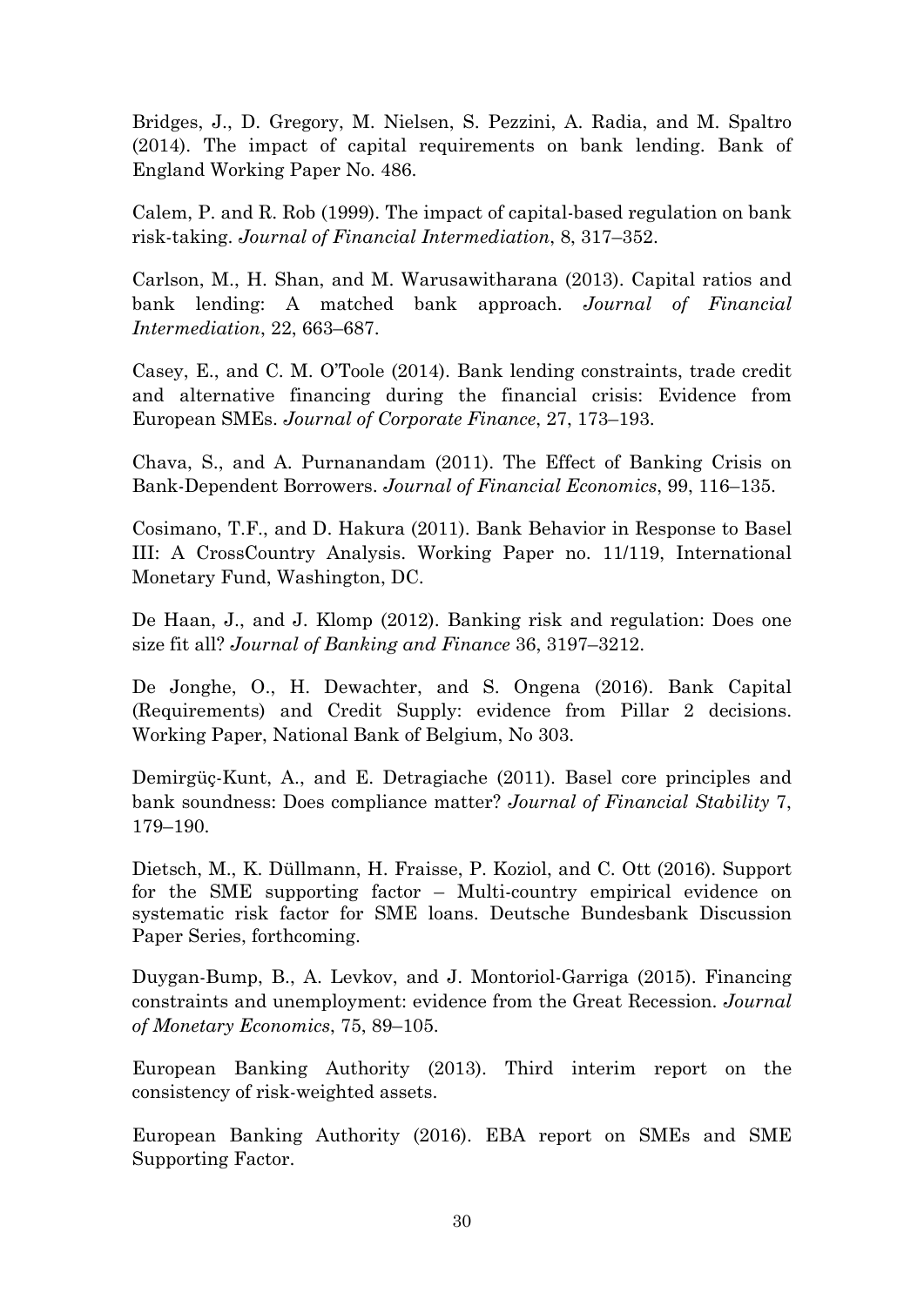Bridges, J., D. Gregory, M. Nielsen, S. Pezzini, A. Radia, and M. Spaltro (2014). The impact of capital requirements on bank lending. Bank of England Working Paper No. 486.

Calem, P. and R. Rob (1999). The impact of capital-based regulation on bank risk-taking. *Journal of Financial Intermediation*, 8, 317–352.

Carlson, M., H. Shan, and M. Warusawitharana (2013). Capital ratios and bank lending: A matched bank approach. *Journal of Financial Intermediation*, 22, 663–687.

Casey, E., and C. M. O'Toole (2014). Bank lending constraints, trade credit and alternative financing during the financial crisis: Evidence from European SMEs. *Journal of Corporate Finance*, 27, 173–193.

Chava, S., and A. Purnanandam (2011). The Effect of Banking Crisis on Bank-Dependent Borrowers. *Journal of Financial Economics*, 99, 116–135.

Cosimano, T.F., and D. Hakura (2011). Bank Behavior in Response to Basel III: A CrossCountry Analysis. Working Paper no. 11/119, International Monetary Fund, Washington, DC.

De Haan, J., and J. Klomp (2012). Banking risk and regulation: Does one size fit all? *Journal of Banking and Finance* 36, 3197–3212.

De Jonghe, O., H. Dewachter, and S. Ongena (2016). Bank Capital (Requirements) and Credit Supply: evidence from Pillar 2 decisions. Working Paper, National Bank of Belgium, No 303.

Demirgüç-Kunt, A., and E. Detragiache (2011). Basel core principles and bank soundness: Does compliance matter? *Journal of Financial Stability* 7, 179–190.

Dietsch, M., K. Düllmann, H. Fraisse, P. Koziol, and C. Ott (2016). Support for the SME supporting factor – Multi-country empirical evidence on systematic risk factor for SME loans. Deutsche Bundesbank Discussion Paper Series, forthcoming.

Duygan-Bump, B., A. Levkov, and J. Montoriol-Garriga (2015). Financing constraints and unemployment: evidence from the Great Recession. *Journal of Monetary Economics*, 75, 89–105.

European Banking Authority (2013). Third interim report on the consistency of risk-weighted assets.

European Banking Authority (2016). EBA report on SMEs and SME Supporting Factor.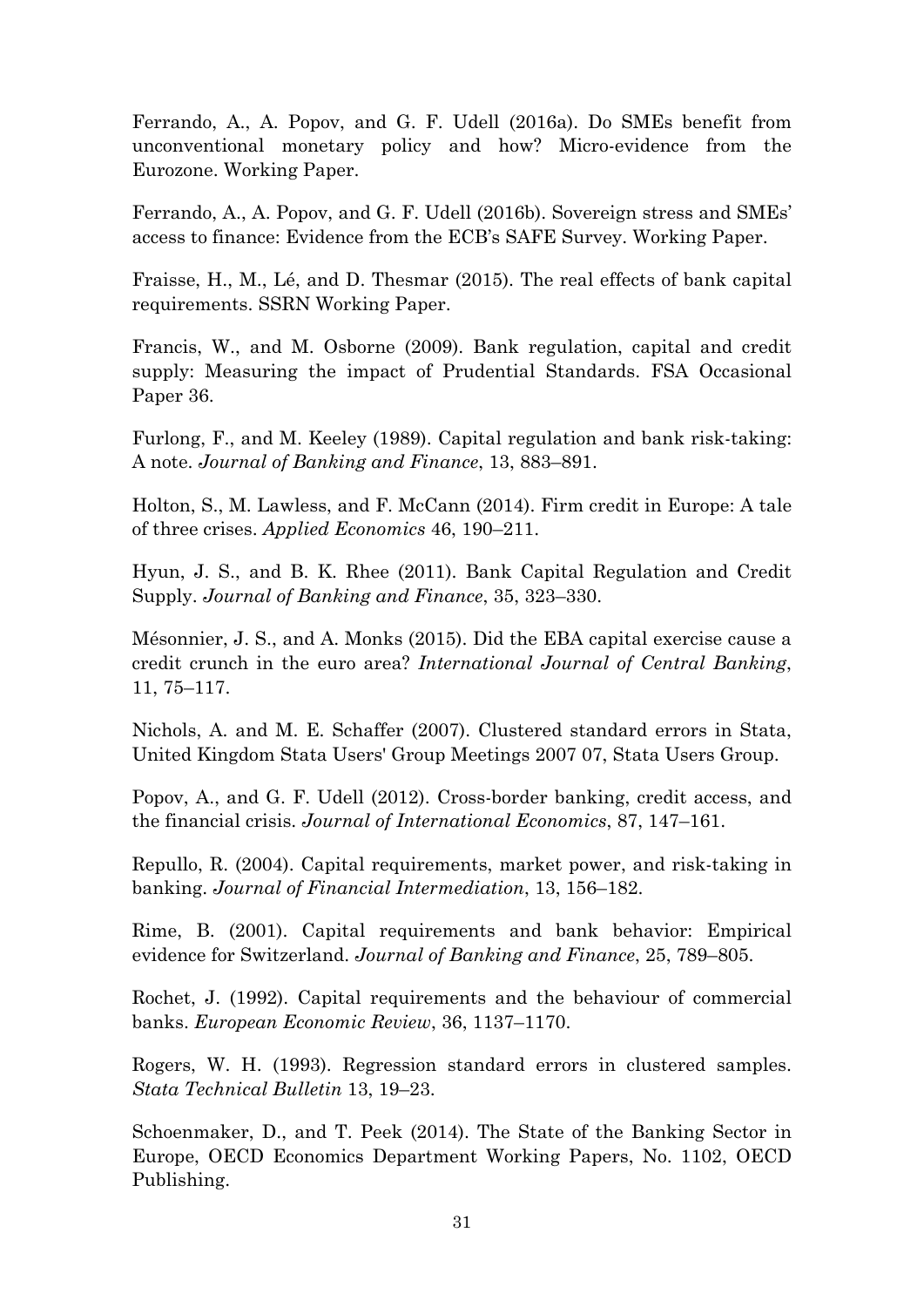Ferrando, A., A. Popov, and G. F. Udell (2016a). Do SMEs benefit from unconventional monetary policy and how? Micro-evidence from the Eurozone. Working Paper.

Ferrando, A., A. Popov, and G. F. Udell (2016b). Sovereign stress and SMEs' access to finance: Evidence from the ECB's SAFE Survey. Working Paper.

Fraisse, H., M., Lé, and D. Thesmar (2015). The real effects of bank capital requirements. SSRN Working Paper.

Francis, W., and M. Osborne (2009). Bank regulation, capital and credit supply: Measuring the impact of Prudential Standards. FSA Occasional Paper 36.

Furlong, F., and M. Keeley (1989). Capital regulation and bank risk-taking: A note. *Journal of Banking and Finance*, 13, 883–891.

Holton, S., M. Lawless, and F. McCann (2014). Firm credit in Europe: A tale of three crises. *Applied Economics* 46, 190–211.

Hyun, J. S., and B. K. Rhee (2011). Bank Capital Regulation and Credit Supply. *Journal of Banking and Finance*, 35, 323–330.

Mésonnier, J. S., and A. Monks (2015). Did the EBA capital exercise cause a credit crunch in the euro area? *International Journal of Central Banking*, 11, 75–117.

Nichols, A. and M. E. Schaffer (2007). Clustered standard errors in Stata, United Kingdom Stata Users' Group Meetings 2007 07, Stata Users Group.

Popov, A., and G. F. Udell (2012). Cross-border banking, credit access, and the financial crisis. *Journal of International Economics*, 87, 147–161.

Repullo, R. (2004). Capital requirements, market power, and risk-taking in banking. *Journal of Financial Intermediation*, 13, 156–182.

Rime, B. (2001). Capital requirements and bank behavior: Empirical evidence for Switzerland. *Journal of Banking and Finance*, 25, 789–805.

Rochet, J. (1992). Capital requirements and the behaviour of commercial banks. *European Economic Review*, 36, 1137–1170.

Rogers, W. H. (1993). Regression standard errors in clustered samples. *Stata Technical Bulletin* 13, 19–23.

Schoenmaker, D., and T. Peek (2014). The State of the Banking Sector in Europe, OECD Economics Department Working Papers, No. 1102, OECD Publishing.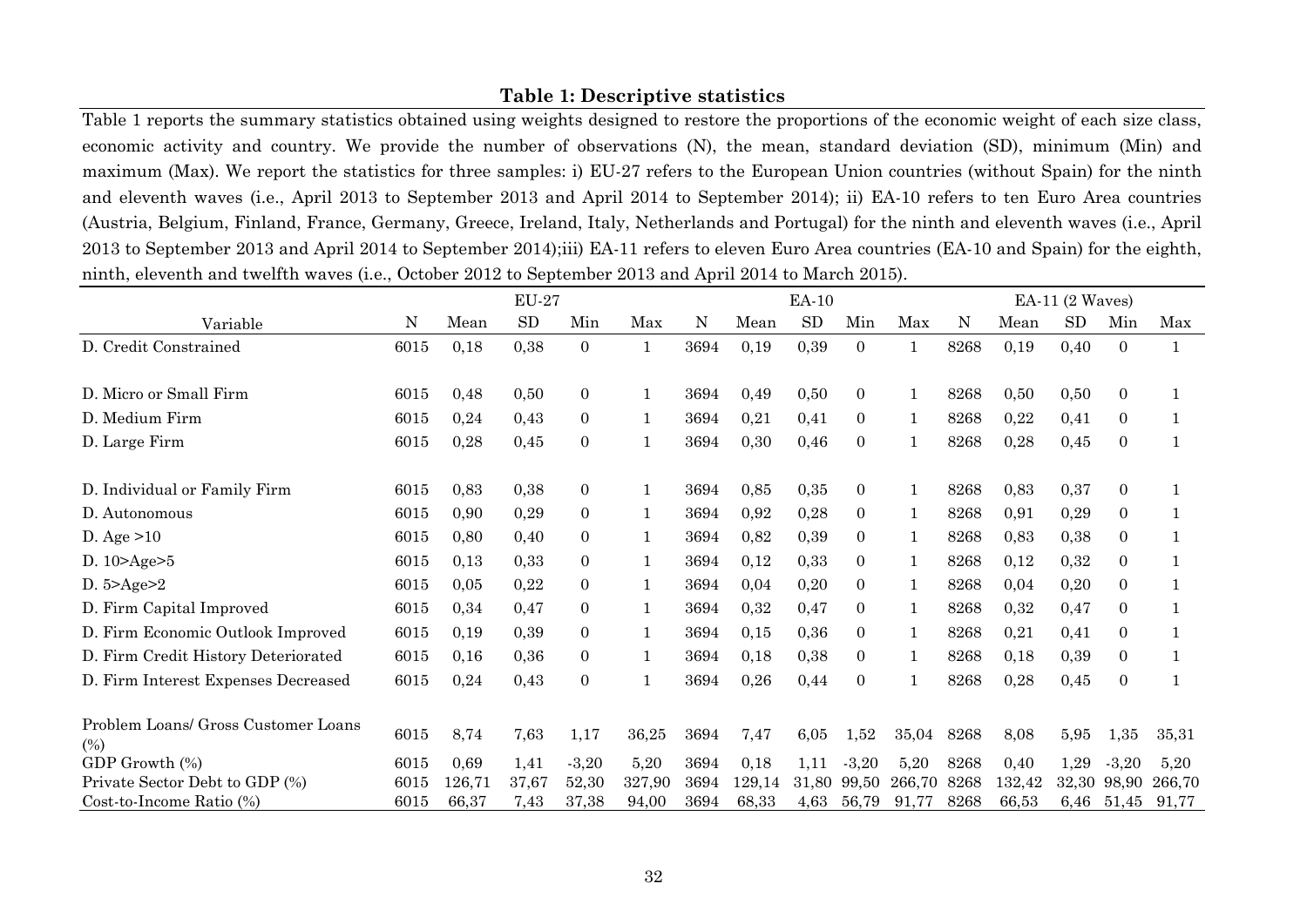**Table 1: Descriptive statistics**

Table 1 reports the summary statistics obtained using weights designed to restore the proportions of the economic weight of each size class, economic activity and country. We provide the number of observations (N), the mean, standard deviation (SD), minimum (Min) and maximum (Max). We report the statistics for three samples: i) EU-27 refers to the European Union countries (without Spain) for the ninth and eleventh waves (i.e., April 2013 to September 2013 and April 2014 to September 2014); ii) EA-10 refers to ten Euro Area countries (Austria, Belgium, Finland, France, Germany, Greece, Ireland, Italy, Netherlands and Portugal) for the ninth and eleventh waves (i.e., April 2013 to September 2013 and April 2014 to September 2014);iii) EA-11 refers to eleven Euro Area countries (EA-10 and Spain) for the eighth, ninth, eleventh and twelfth waves (i.e., October 2012 to September 2013 and April 2014 to March 2015).

| | EU-27 | | | | | EA-10 | | | | | EA-11 (2 Waves) | | | | |
|---|---|---|---|---|---|---|---|---|---|---|---|---|---|---|---|
| Variable | N | Mean | SD | Min | Max | N | Mean | SD | Min | Max | N | Mean | SD | Min | Max |
| D. Credit Constrained | 6015 | 0,18 | 0,38 | 0 | 1 | 3694 | 0,19 | 0,39 | 0 | 1 | 8268 | 0,19 | 0,40 | 0 | 1 |
| D. Micro or Small Firm | 6015 | 0,48 | 0,50 | 0 | 1 | 3694 | 0,49 | 0,50 | 0 | 1 | 8268 | 0,50 | 0,50 | 0 | 1 |
| D. Medium Firm | 6015 | 0,24 | 0,43 | 0 | 1 | 3694 | 0,21 | 0,41 | 0 | 1 | 8268 | 0,22 | 0,41 | 0 | 1 |
| D. Large Firm | 6015 | 0,28 | 0,45 | 0 | 1 | 3694 | 0,30 | 0,46 | 0 | 1 | 8268 | 0,28 | 0,45 | 0 | 1 |
| D. Individual or Family Firm | 6015 | 0,83 | 0,38 | 0 | 1 | 3694 | 0,85 | 0,35 | 0 | 1 | 8268 | 0,83 | 0,37 | 0 | 1 |
| D. Autonomous | 6015 | 0,90 | 0,29 | 0 | 1 | 3694 | 0,92 | 0,28 | 0 | 1 | 8268 | 0,91 | 0,29 | 0 | 1 |
| D. Age >10 | 6015 | 0,80 | 0,40 | 0 | 1 | 3694 | 0,82 | 0,39 | 0 | 1 | 8268 | 0,83 | 0,38 | 0 | 1 |
| D. 10>Age>5 | 6015 | 0,13 | 0,33 | 0 | 1 | 3694 | 0,12 | 0,33 | 0 | 1 | 8268 | 0,12 | 0,32 | 0 | 1 |
| D. 5>Age>2 | 6015 | 0,05 | 0,22 | 0 | 1 | 3694 | 0,04 | 0,20 | 0 | 1 | 8268 | 0,04 | 0,20 | 0 | 1 |
| D. Firm Capital Improved | 6015 | 0,34 | 0,47 | 0 | 1 | 3694 | 0,32 | 0,47 | 0 | 1 | 8268 | 0,32 | 0,47 | 0 | 1 |
| D. Firm Economic Outlook Improved | 6015 | 0,19 | 0,39 | 0 | 1 | 3694 | 0,15 | 0,36 | 0 | 1 | 8268 | 0,21 | 0,41 | 0 | 1 |
| D. Firm Credit History Deteriorated | 6015 | 0,16 | 0,36 | 0 | 1 | 3694 | 0,18 | 0,38 | 0 | 1 | 8268 | 0,18 | 0,39 | 0 | 1 |
| D. Firm Interest Expenses Decreased | 6015 | 0,24 | 0,43 | 0 | 1 | 3694 | 0,26 | 0,44 | 0 | 1 | 8268 | 0,28 | 0,45 | 0 | 1 |
| Problem Loans/ Gross Customer Loans (%) | 6015 | 8,74 | 7,63 | 1,17 | 36,25 | 3694 | 7,47 | 6,05 | 1,52 | 35,04 | 8268 | 8,08 | 5,95 | 1,35 | 35,31 |
| GDP Growth (%) | 6015 | 0,69 | 1,41 | -3,20 | 5,20 | 3694 | 0,18 | 1,11 | -3,20 | 5,20 | 8268 | 0,40 | 1,29 | -3,20 | 5,20 |
| Private Sector Debt to GDP (%) | 6015 | 126,71 | 37,67 | 52,30 | 327,90 | 3694 | 129,14 | 31,80 | 99,50 | 266,70 | 8268 | 132,42 | 32,30 | 98,90 | 266,70 |
| Cost-to-Income Ratio (%) | 6015 | 66,37 | 7,43 | 37,38 | 94,00 | 3694 | 68,33 | 4,63 | 56,79 | 91,77 | 8268 | 66,53 | 6,46 | 51,45 | 91,77 |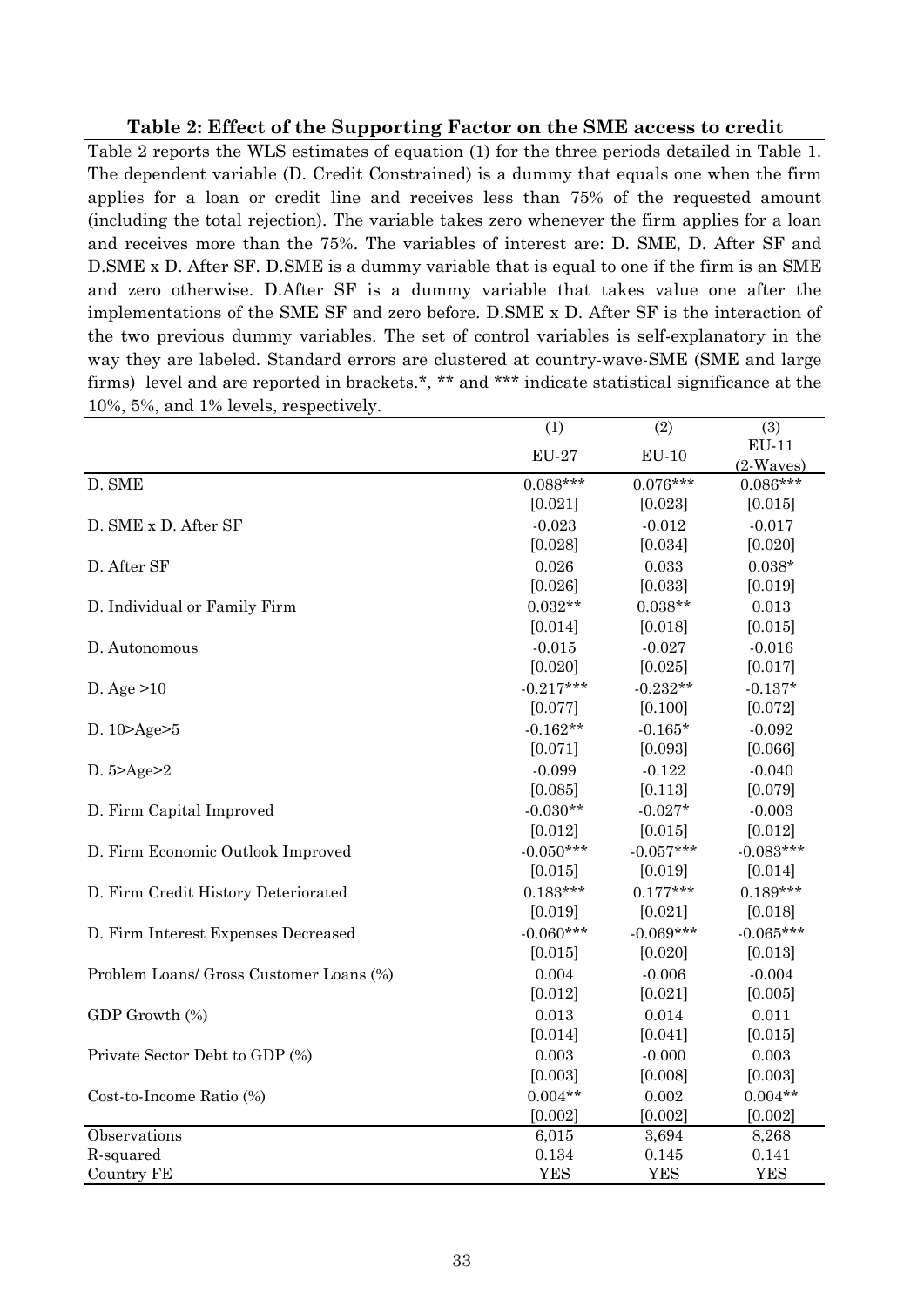**Table 2: Effect of the Supporting Factor on the SME access to credit**

Table 2 reports the WLS estimates of equation (1) for the three periods detailed in Table 1. The dependent variable (D. Credit Constrained) is a dummy that equals one when the firm applies for a loan or credit line and receives less than 75% of the requested amount (including the total rejection). The variable takes zero whenever the firm applies for a loan and receives more than the 75%. The variables of interest are: D. SME, D. After SF and D.SME x D. After SF. D.SME is a dummy variable that is equal to one if the firm is an SME and zero otherwise. D.After SF is a dummy variable that takes value one after the implementations of the SME SF and zero before. D.SME x D. After SF is the interaction of the two previous dummy variables. The set of control variables is self-explanatory in the way they are labeled. Standard errors are clustered at country-wave-SME (SME and large firms) level and are reported in brackets.*, ** and *** indicate statistical significance at the 10%, 5%, and 1% levels, respectively.

| | (1) | (2) | (3) |
|---|---|---|---|
| | EU-27 | EU-10 | EU-11 (2-Waves) |
| D. SME | 0.088*** | 0.076*** | 0.086*** |
| | [0.021] | [0.023] | [0.015] |
| D. SME x D. After SF | -0.023 | -0.012 | -0.017 |
| | [0.028] | [0.034] | [0.020] |
| D. After SF | 0.026 | 0.033 | 0.038* |
| | [0.026] | [0.033] | [0.019] |
| D. Individual or Family Firm | 0.032** | 0.038** | 0.013 |
| | [0.014] | [0.018] | [0.015] |
| D. Autonomous | -0.015 | -0.027 | -0.016 |
| | [0.020] | [0.025] | [0.017] |
| D. Age >10 | -0.217*** | -0.232** | -0.137* |
| | [0.077] | [0.100] | [0.072] |
| D. 10>Age>5 | -0.162** | -0.165* | -0.092 |
| | [0.071] | [0.093] | [0.066] |
| D. 5>Age>2 | -0.099 | -0.122 | -0.040 |
| | [0.085] | [0.113] | [0.079] |
| D. Firm Capital Improved | -0.030** | -0.027* | -0.003 |
| | [0.012] | [0.015] | [0.012] |
| D. Firm Economic Outlook Improved | -0.050*** | -0.057*** | -0.083*** |
| | [0.015] | [0.019] | [0.014] |
| D. Firm Credit History Deteriorated | 0.183*** | 0.177*** | 0.189*** |
| | [0.019] | [0.021] | [0.018] |
| D. Firm Interest Expenses Decreased | -0.060*** | -0.069*** | -0.065*** |
| | [0.015] | [0.020] | [0.013] |
| Problem Loans/ Gross Customer Loans (%) | 0.004 | -0.006 | -0.004 |
| | [0.012] | [0.021] | [0.005] |
| GDP Growth (%) | 0.013 | 0.014 | 0.011 |
| | [0.014] | [0.041] | [0.015] |
| Private Sector Debt to GDP (%) | 0.003 | -0.000 | 0.003 |
| | [0.003] | [0.008] | [0.003] |
| Cost-to-Income Ratio (%) | 0.004** | 0.002 | 0.004** |
| | [0.002] | [0.002] | [0.002] |
| Observations | 6,015 | 3,694 | 8,268 |
| R-squared | 0.134 | 0.145 | 0.141 |
| Country FE | YES | YES | YES |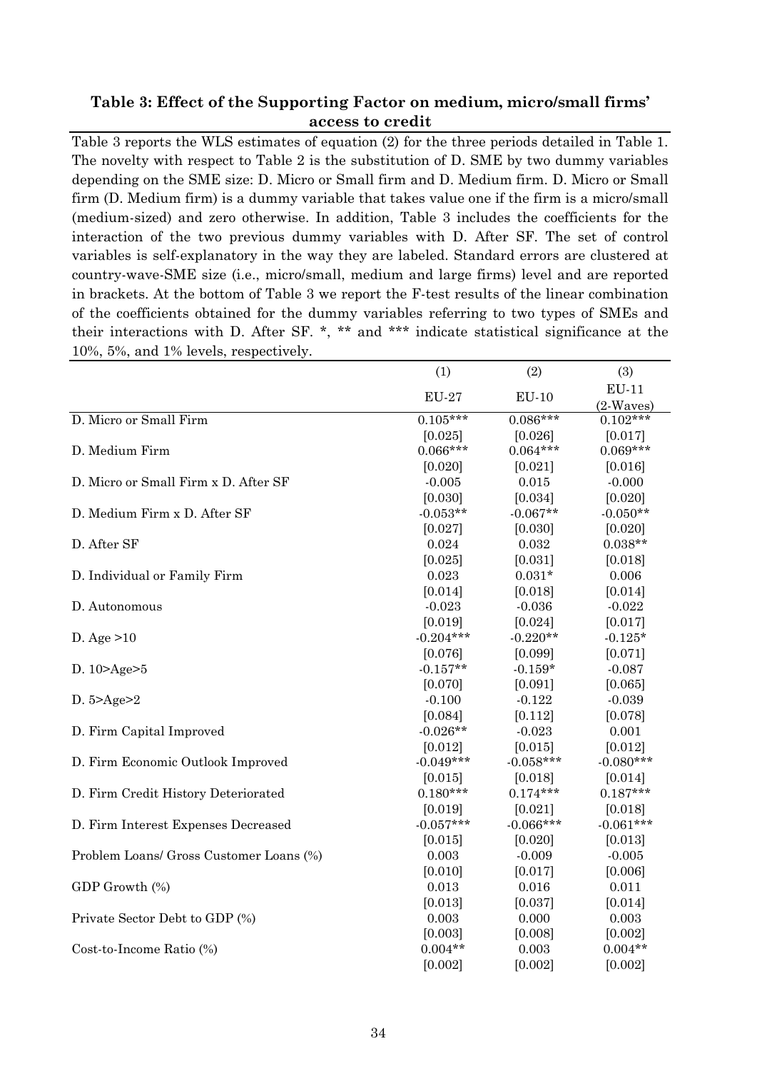### Table 3: Effect of the Supporting Factor on medium, micro/small firms' access to credit

Table 3 reports the WLS estimates of equation (2) for the three periods detailed in Table 1. The novelty with respect to Table 2 is the substitution of D. SME by two dummy variables depending on the SME size: D. Micro or Small firm and D. Medium firm. D. Micro or Small firm (D. Medium firm) is a dummy variable that takes value one if the firm is a micro/small (medium-sized) and zero otherwise. In addition, Table 3 includes the coefficients for the interaction of the two previous dummy variables with D. After SF. The set of control variables is self-explanatory in the way they are labeled. Standard errors are clustered at country-wave-SME size (i.e., micro/small, medium and large firms) level and are reported in brackets. At the bottom of Table 3 we report the F-test results of the linear combination of the coefficients obtained for the dummy variables referring to two types of SMEs and their interactions with D. After SF. *, ** and *** indicate statistical significance at the 10%, 5%, and 1% levels, respectively.

| | (1) | (2) | (3) |
|---|---|---|---|
| | EU-27 | EU-10 | EU-11 (2-Waves) |
| D. Micro or Small Firm | 0.105*** | 0.086*** | 0.102*** |
| | [0.025] | [0.026] | [0.017] |
| D. Medium Firm | 0.066*** | 0.064*** | 0.069*** |
| | [0.020] | [0.021] | [0.016] |
| D. Micro or Small Firm x D. After SF | -0.005 | 0.015 | -0.000 |
| | [0.030] | [0.034] | [0.020] |
| D. Medium Firm x D. After SF | -0.053** | -0.067** | -0.050** |
| | [0.027] | [0.030] | [0.020] |
| D. After SF | 0.024 | 0.032 | 0.038** |
| | [0.025] | [0.031] | [0.018] |
| D. Individual or Family Firm | 0.023 | 0.031* | 0.006 |
| | [0.014] | [0.018] | [0.014] |
| D. Autonomous | -0.023 | -0.036 | -0.022 |
| | [0.019] | [0.024] | [0.017] |
| D. Age >10 | -0.204*** | -0.220** | -0.125* |
| | [0.076] | [0.099] | [0.071] |
| D. 10>Age>5 | -0.157** | -0.159* | -0.087 |
| | [0.070] | [0.091] | [0.065] |
| D. 5>Age>2 | -0.100 | -0.122 | -0.039 |
| | [0.084] | [0.112] | [0.078] |
| D. Firm Capital Improved | -0.026** | -0.023 | 0.001 |
| | [0.012] | [0.015] | [0.012] |
| D. Firm Economic Outlook Improved | -0.049*** | -0.058*** | -0.080*** |
| | [0.015] | [0.018] | [0.014] |
| D. Firm Credit History Deteriorated | 0.180*** | 0.174*** | 0.187*** |
| | [0.019] | [0.021] | [0.018] |
| D. Firm Interest Expenses Decreased | -0.057*** | -0.066*** | -0.061*** |
| | [0.015] | [0.020] | [0.013] |
| Problem Loans/ Gross Customer Loans (%) | 0.003 | -0.009 | -0.005 |
| | [0.010] | [0.017] | [0.006] |
| GDP Growth (%) | 0.013 | 0.016 | 0.011 |
| | [0.013] | [0.037] | [0.014] |
| Private Sector Debt to GDP (%) | 0.003 | 0.000 | 0.003 |
| | [0.003] | [0.008] | [0.002] |
| Cost-to-Income Ratio (%) | 0.004** | 0.003 | 0.004** |
| | [0.002] | [0.002] | [0.002] |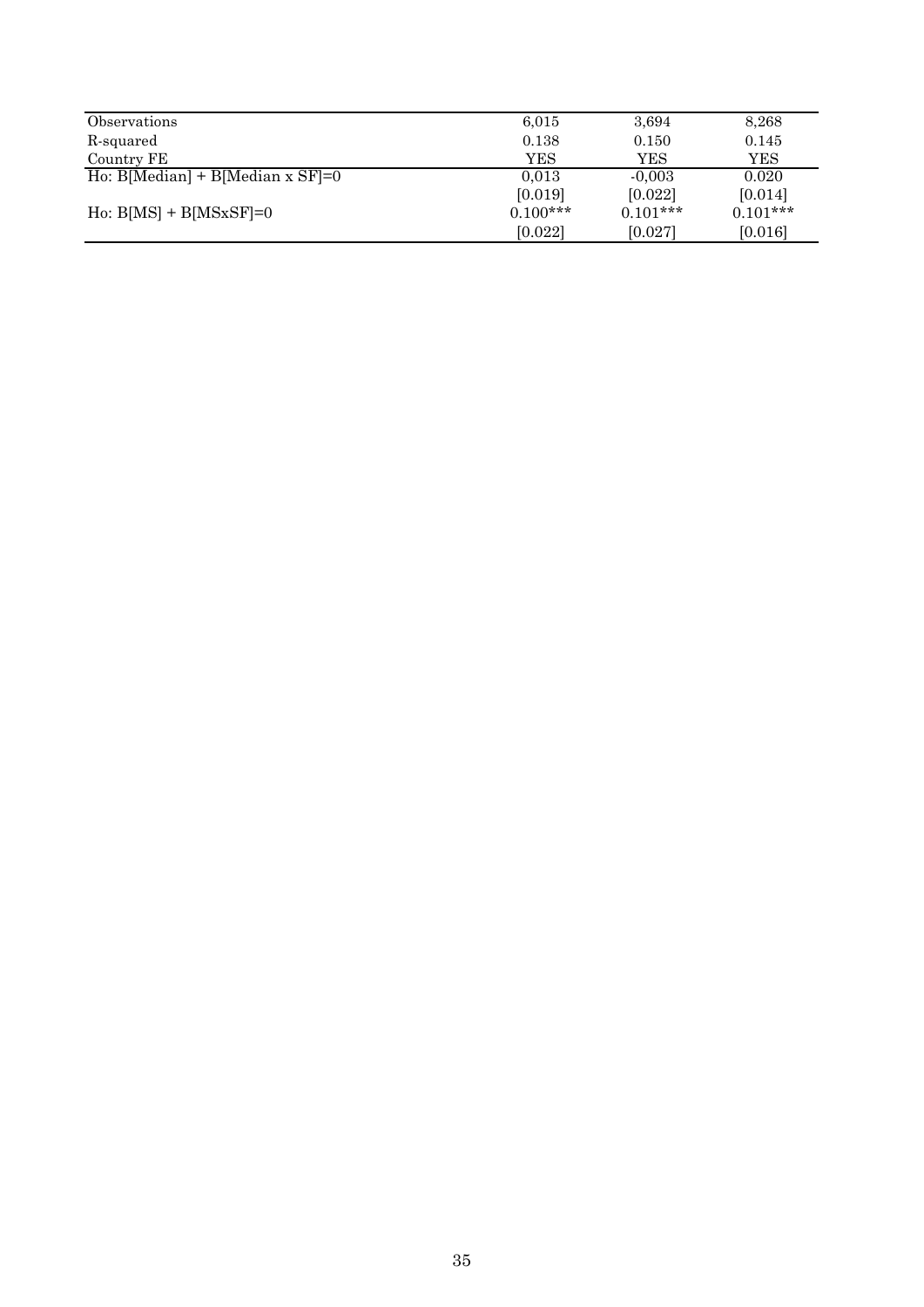| | | | |
|---|---|---|---|
| Observations | 6,015 | 3,694 | 8,268 |
| R-squared | 0.138 | 0.150 | 0.145 |
| Country FE | YES | YES | YES |
| Ho: B[Median] + B[Median x SF]=0 | 0,013 | -0,003 | 0.020 |
| | [0.019] | [0.022] | [0.014] |
| Ho: B[MS] + B[MSxSF]=0 | 0.100*** | 0.101*** | 0.101*** |
| | [0.022] | [0.027] | [0.016] |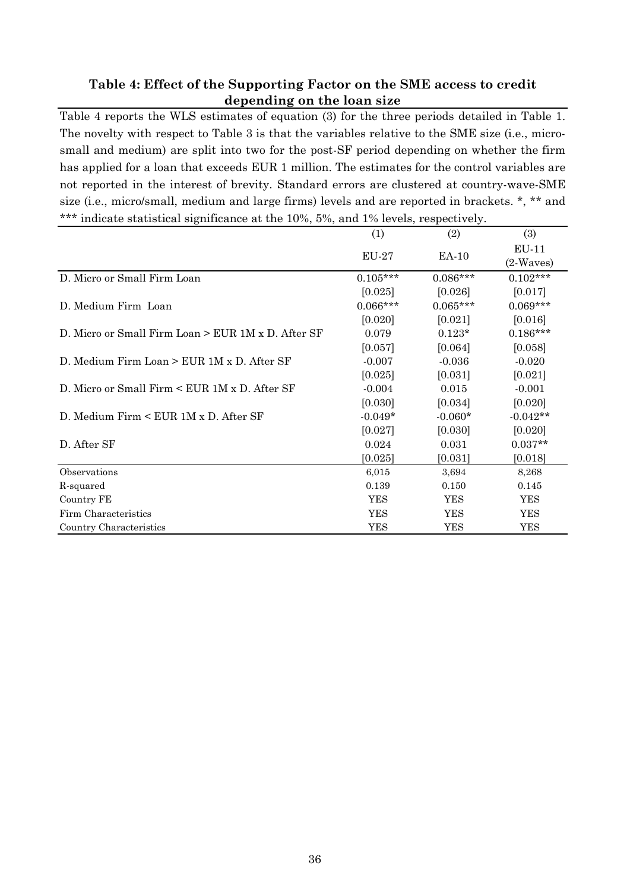**Table 4: Effect of the Supporting Factor on the SME access to credit depending on the loan size**

Table 4 reports the WLS estimates of equation (3) for the three periods detailed in Table 1. The novelty with respect to Table 3 is that the variables relative to the SME size (i.e., micro-small and medium) are split into two for the post-SF period depending on whether the firm has applied for a loan that exceeds EUR 1 million. The estimates for the control variables are not reported in the interest of brevity. Standard errors are clustered at country-wave-SME size (i.e., micro/small, medium and large firms) levels and are reported in brackets. *, ** and *** indicate statistical significance at the 10%, 5%, and 1% levels, respectively.

| | (1) | (2) | (3) |
|---|---|---|---|
| | EU-27 | EA-10 | EU-11 (2-Waves) |
| D. Micro or Small Firm Loan | 0.105*** | 0.086*** | 0.102*** |
| | [0.025] | [0.026] | [0.017] |
| D. Medium Firm Loan | 0.066*** | 0.065*** | 0.069*** |
| | [0.020] | [0.021] | [0.016] |
| D. Micro or Small Firm Loan > EUR 1M x D. After SF | 0.079 | 0.123* | 0.186*** |
| | [0.057] | [0.064] | [0.058] |
| D. Medium Firm Loan > EUR 1M x D. After SF | -0.007 | -0.036 | -0.020 |
| | [0.025] | [0.031] | [0.021] |
| D. Micro or Small Firm < EUR 1M x D. After SF | -0.004 | 0.015 | -0.001 |
| | [0.030] | [0.034] | [0.020] |
| D. Medium Firm < EUR 1M x D. After SF | -0.049* | -0.060* | -0.042** |
| | [0.027] | [0.030] | [0.020] |
| D. After SF | 0.024 | 0.031 | 0.037** |
| | [0.025] | [0.031] | [0.018] |
| Observations | 6,015 | 3,694 | 8,268 |
| R-squared | 0.139 | 0.150 | 0.145 |
| Country FE | YES | YES | YES |
| Firm Characteristics | YES | YES | YES |
| Country Characteristics | YES | YES | YES |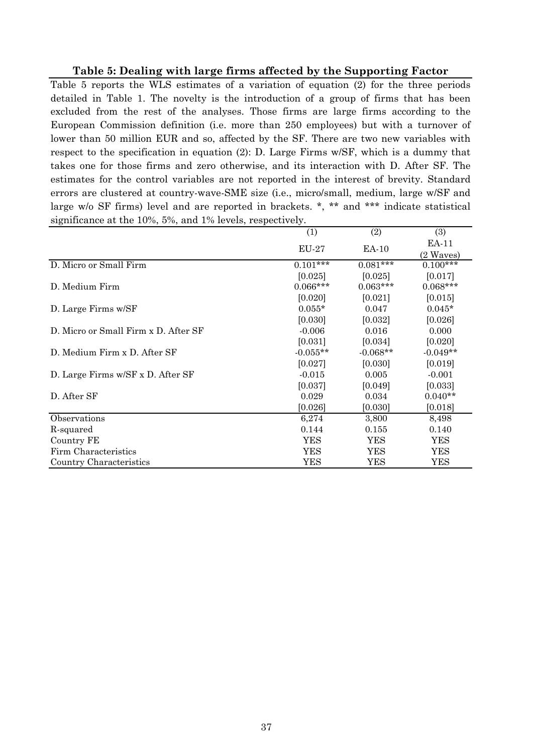**Table 5: Dealing with large firms affected by the Supporting Factor**

Table 5 reports the WLS estimates of a variation of equation (2) for the three periods detailed in Table 1. The novelty is the introduction of a group of firms that has been excluded from the rest of the analyses. Those firms are large firms according to the European Commission definition (i.e. more than 250 employees) but with a turnover of lower than 50 million EUR and so, affected by the SF. There are two new variables with respect to the specification in equation (2): D. Large Firms w/SF, which is a dummy that takes one for those firms and zero otherwise, and its interaction with D. After SF. The estimates for the control variables are not reported in the interest of brevity. Standard errors are clustered at country-wave-SME size (i.e., micro/small, medium, large w/SF and large w/o SF firms) level and are reported in brackets. *, ** and *** indicate statistical significance at the 10%, 5%, and 1% levels, respectively.

| | (1) | (2) | (3) |
|---|---|---|---|
| | EU-27 | EA-10 | EA-11 (2 Waves) |
| D. Micro or Small Firm | 0.101*** | 0.081*** | 0.100*** |
| | [0.025] | [0.025] | [0.017] |
| D. Medium Firm | 0.066*** | 0.063*** | 0.068*** |
| | [0.020] | [0.021] | [0.015] |
| D. Large Firms w/SF | 0.055* | 0.047 | 0.045* |
| | [0.030] | [0.032] | [0.026] |
| D. Micro or Small Firm x D. After SF | -0.006 | 0.016 | 0.000 |
| | [0.031] | [0.034] | [0.020] |
| D. Medium Firm x D. After SF | -0.055** | -0.068** | -0.049** |
| | [0.027] | [0.030] | [0.019] |
| D. Large Firms w/SF x D. After SF | -0.015 | 0.005 | -0.001 |
| | [0.037] | [0.049] | [0.033] |
| D. After SF | 0.029 | 0.034 | 0.040** |
| | [0.026] | [0.030] | [0.018] |
| Observations | 6,274 | 3,800 | 8,498 |
| R-squared | 0.144 | 0.155 | 0.140 |
| Country FE | YES | YES | YES |
| Firm Characteristics | YES | YES | YES |
| Country Characteristics | YES | YES | YES |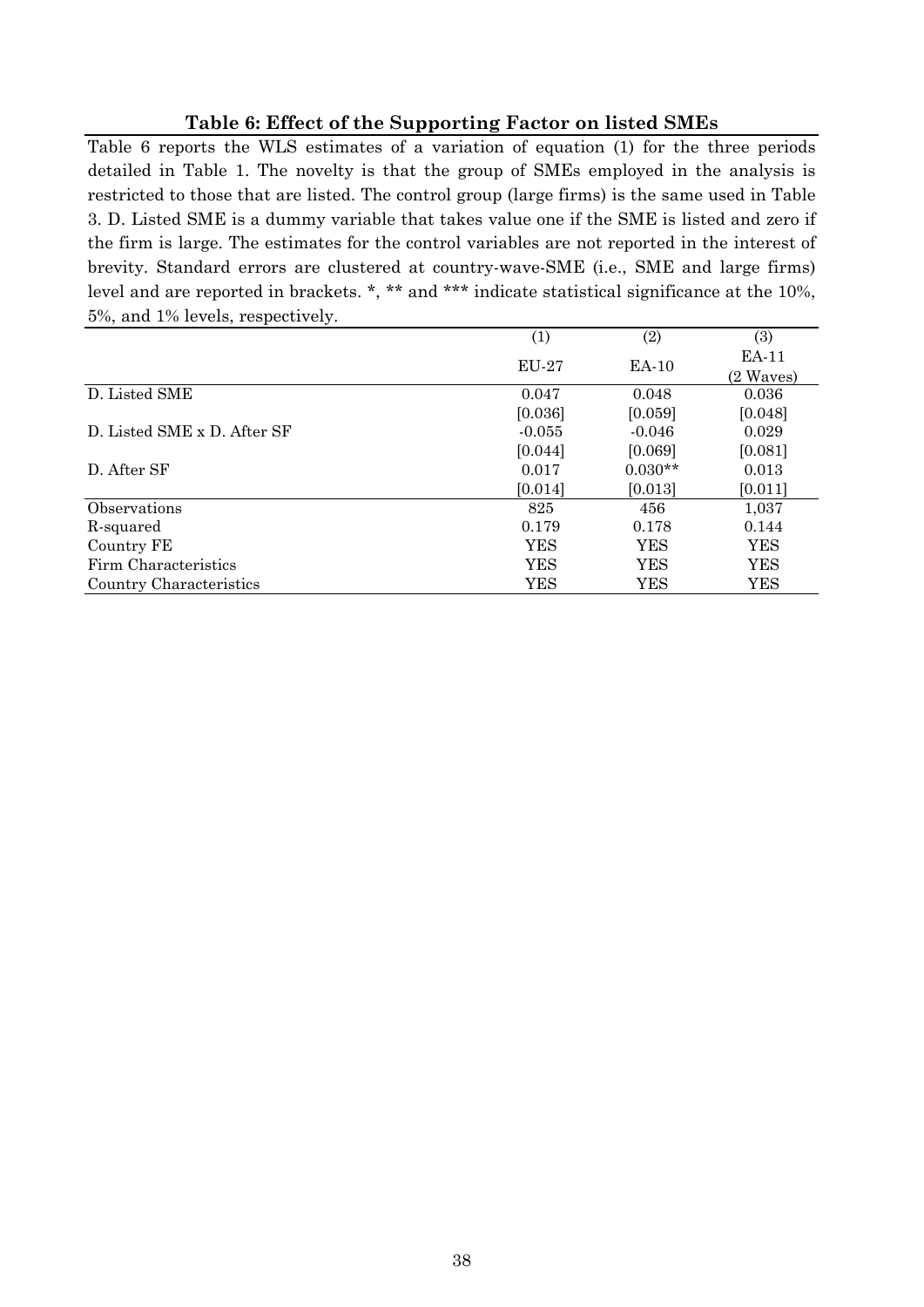**Table 6: Effect of the Supporting Factor on listed SMEs**

Table 6 reports the WLS estimates of a variation of equation (1) for the three periods detailed in Table 1. The novelty is that the group of SMEs employed in the analysis is restricted to those that are listed. The control group (large firms) is the same used in Table 3. D. Listed SME is a dummy variable that takes value one if the SME is listed and zero if the firm is large. The estimates for the control variables are not reported in the interest of brevity. Standard errors are clustered at country-wave-SME (i.e., SME and large firms) level and are reported in brackets. *, ** and *** indicate statistical significance at the 10%, 5%, and 1% levels, respectively.

| | (1) | (2) | (3) |
|---|---|---|---|
| | EU-27 | EA-10 | EA-11 (2 Waves) |
| D. Listed SME | 0.047 | 0.048 | 0.036 |
| | [0.036] | [0.059] | [0.048] |
| D. Listed SME x D. After SF | -0.055 | -0.046 | 0.029 |
| | [0.044] | [0.069] | [0.081] |
| D. After SF | 0.017 | 0.030** | 0.013 |
| | [0.014] | [0.013] | [0.011] |
| Observations | 825 | 456 | 1,037 |
| R-squared | 0.179 | 0.178 | 0.144 |
| Country FE | YES | YES | YES |
| Firm Characteristics | YES | YES | YES |
| Country Characteristics | YES | YES | YES |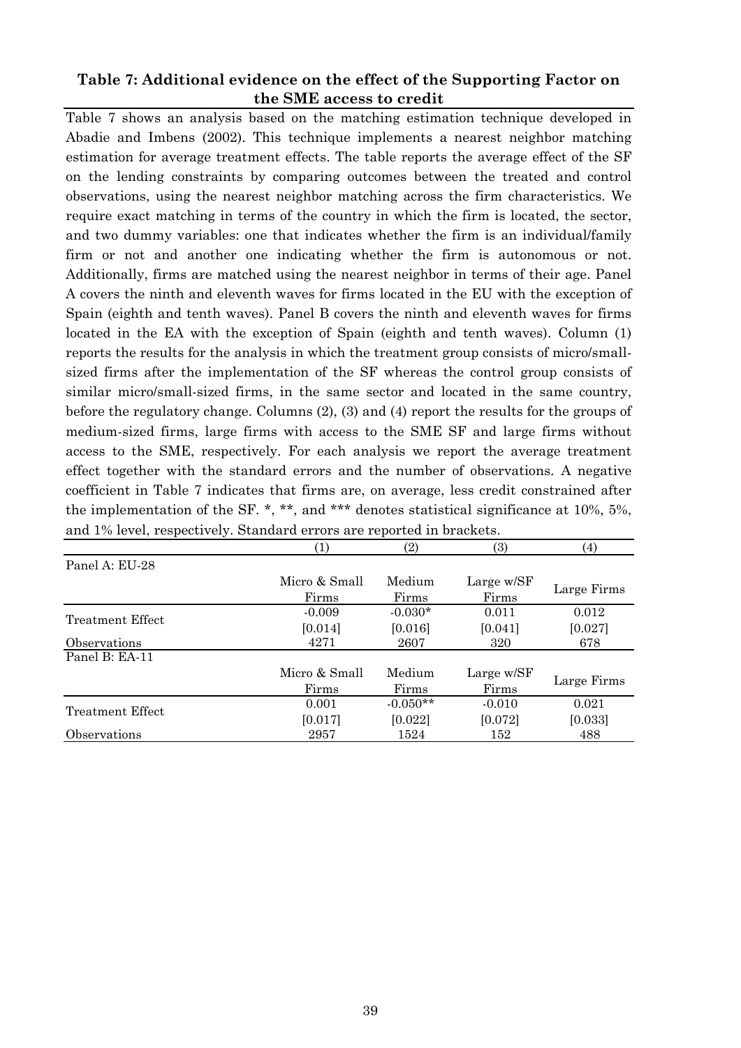### Table 7: Additional evidence on the effect of the Supporting Factor on the SME access to credit

Table 7 shows an analysis based on the matching estimation technique developed in Abadie and Imbens (2002). This technique implements a nearest neighbor matching estimation for average treatment effects. The table reports the average effect of the SF on the lending constraints by comparing outcomes between the treated and control observations, using the nearest neighbor matching across the firm characteristics. We require exact matching in terms of the country in which the firm is located, the sector, and two dummy variables: one that indicates whether the firm is an individual/family firm or not and another one indicating whether the firm is autonomous or not. Additionally, firms are matched using the nearest neighbor in terms of their age. Panel A covers the ninth and eleventh waves for firms located in the EU with the exception of Spain (eighth and tenth waves). Panel B covers the ninth and eleventh waves for firms located in the EA with the exception of Spain (eighth and tenth waves). Column (1) reports the results for the analysis in which the treatment group consists of micro/small-sized firms after the implementation of the SF whereas the control group consists of similar micro/small-sized firms, in the same sector and located in the same country, before the regulatory change. Columns (2), (3) and (4) report the results for the groups of medium-sized firms, large firms with access to the SME SF and large firms without access to the SME, respectively. For each analysis we report the average treatment effect together with the standard errors and the number of observations. A negative coefficient in Table 7 indicates that firms are, on average, less credit constrained after the implementation of the SF. *, **, and *** denotes statistical significance at 10%, 5%, and 1% level, respectively. Standard errors are reported in brackets.

| | (1) | (2) | (3) | (4) |
|---|---|---|---|---|
| Panel A: EU-28 | | | | |
| | Micro & Small Firms | Medium Firms | Large w/SF Firms | Large Firms |
| Treatment Effect | -0.009 | -0.030* | 0.011 | 0.012 |
| | [0.014] | [0.016] | [0.041] | [0.027] |
| Observations | 4271 | 2607 | 320 | 678 |
| Panel B: EA-11 | | | | |
| | Micro & Small Firms | Medium Firms | Large w/SF Firms | Large Firms |
| Treatment Effect | 0.001 | -0.050** | -0.010 | 0.021 |
| | [0.017] | [0.022] | [0.072] | [0.033] |
| Observations | 2957 | 1524 | 152 | 488 |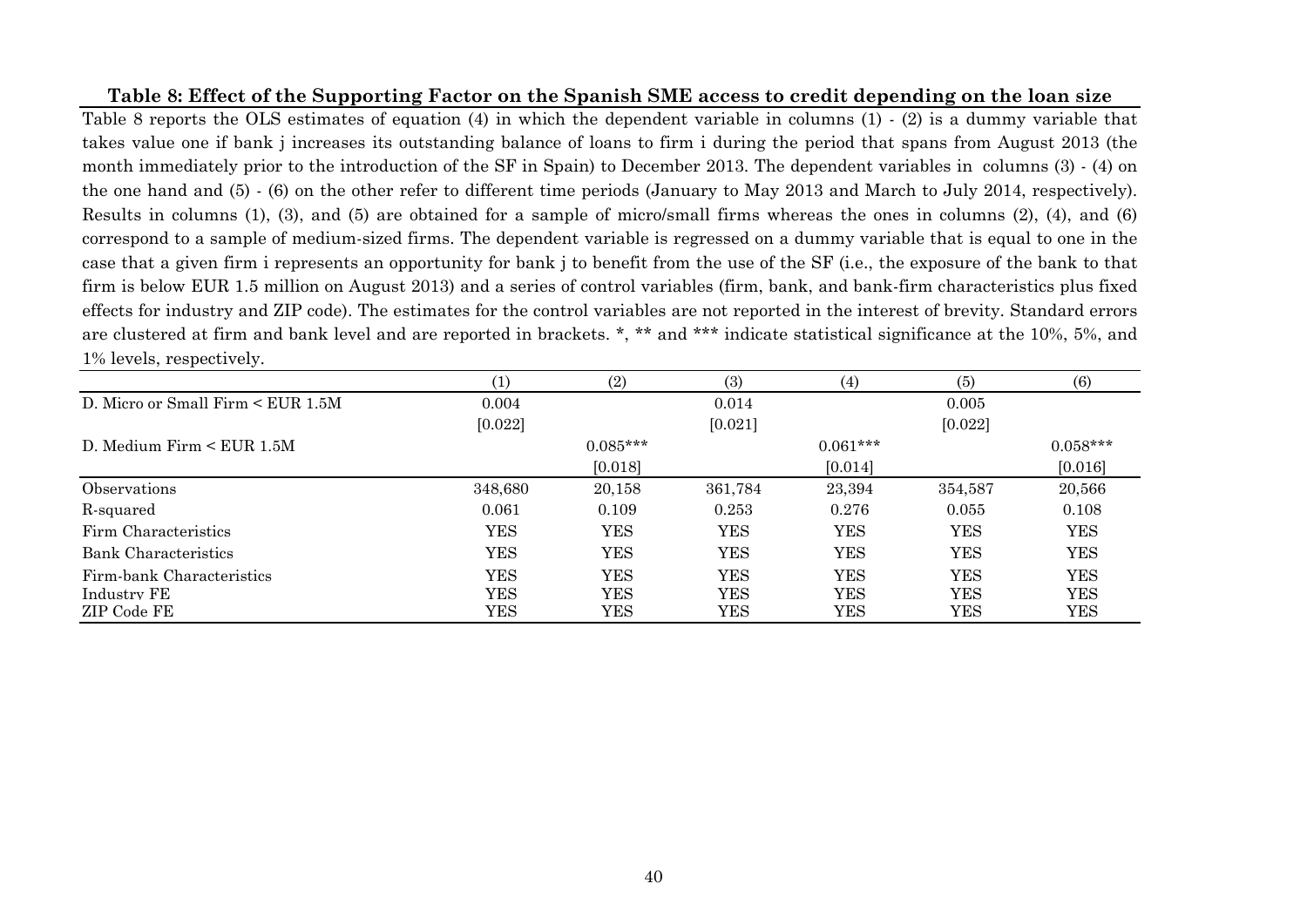**Table 8: Effect of the Supporting Factor on the Spanish SME access to credit depending on the loan size**

Table 8 reports the OLS estimates of equation (4) in which the dependent variable in columns (1) - (2) is a dummy variable that takes value one if bank j increases its outstanding balance of loans to firm i during the period that spans from August 2013 (the month immediately prior to the introduction of the SF in Spain) to December 2013. The dependent variables in columns (3) - (4) on the one hand and (5) - (6) on the other refer to different time periods (January to May 2013 and March to July 2014, respectively). Results in columns (1), (3), and (5) are obtained for a sample of micro/small firms whereas the ones in columns (2), (4), and (6) correspond to a sample of medium-sized firms. The dependent variable is regressed on a dummy variable that is equal to one in the case that a given firm i represents an opportunity for bank j to benefit from the use of the SF (i.e., the exposure of the bank to that firm is below EUR 1.5 million on August 2013) and a series of control variables (firm, bank, and bank-firm characteristics plus fixed effects for industry and ZIP code). The estimates for the control variables are not reported in the interest of brevity. Standard errors are clustered at firm and bank level and are reported in brackets. *, ** and *** indicate statistical significance at the 10%, 5%, and 1% levels, respectively.

| | (1) | (2) | (3) | (4) | (5) | (6) |
|---|---|---|---|---|---|---|
| D. Micro or Small Firm < EUR 1.5M | 0.004 | | 0.014 | | 0.005 | |
| | [0.022] | | [0.021] | | [0.022] | |
| D. Medium Firm < EUR 1.5M | | 0.085*** | | 0.061*** | | 0.058*** |
| | | [0.018] | | [0.014] | | [0.016] |
| Observations | 348,680 | 20,158 | 361,784 | 23,394 | 354,587 | 20,566 |
| R-squared | 0.061 | 0.109 | 0.253 | 0.276 | 0.055 | 0.108 |
| Firm Characteristics | YES | YES | YES | YES | YES | YES |
| Bank Characteristics | YES | YES | YES | YES | YES | YES |
| Firm-bank Characteristics | YES | YES | YES | YES | YES | YES |
| Industry FE | YES | YES | YES | YES | YES | YES |
| ZIP Code FE | YES | YES | YES | YES | YES | YES |